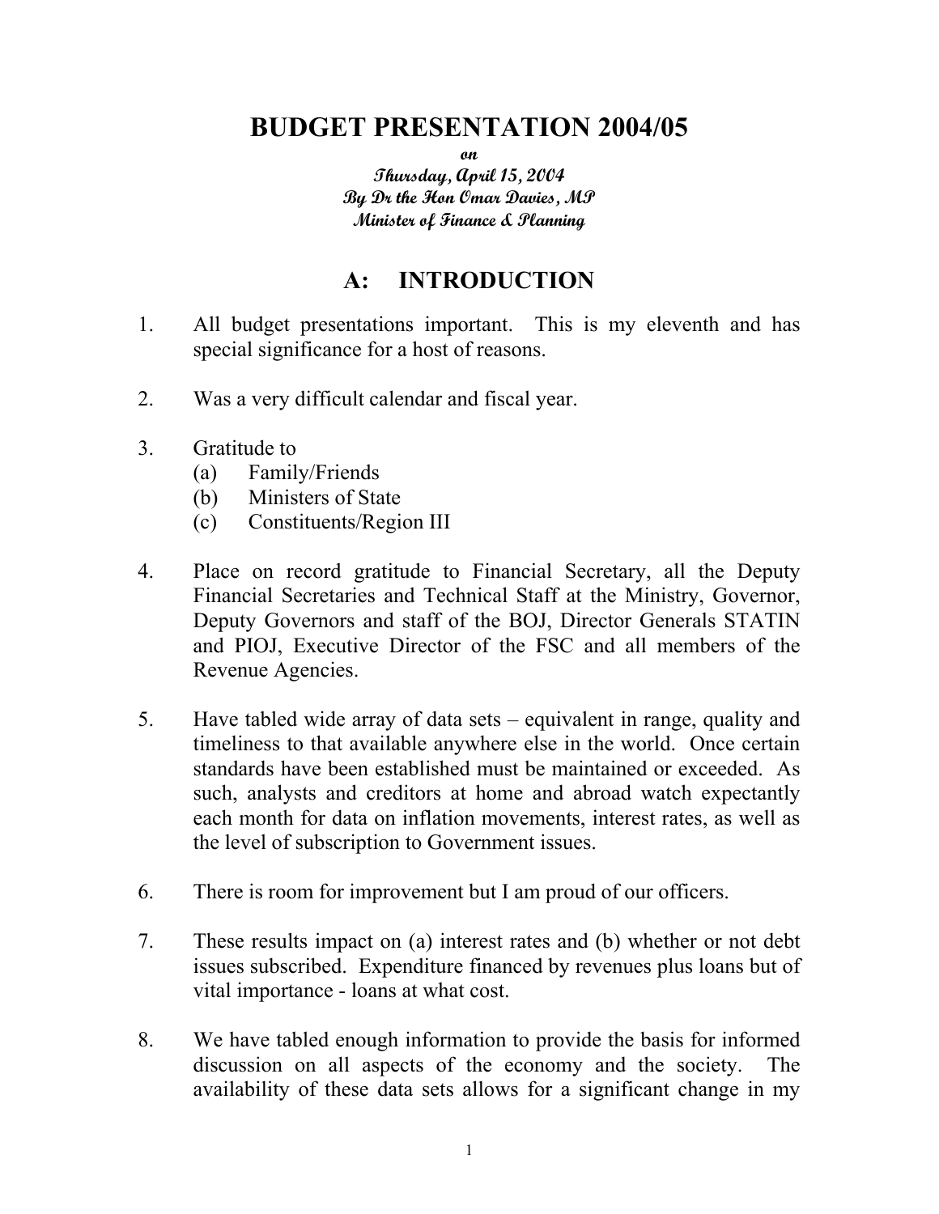# BUDGET PRESENTATION 2004/05

*on*
*Thursday, April 15, 2004*
*By Dr the Hon Omar Davies, MP*
*Minister of Finance & Planning*

## A: INTRODUCTION

1. All budget presentations important. This is my eleventh and has special significance for a host of reasons.

2. Was a very difficult calendar and fiscal year.

3. Gratitude to
   (a) Family/Friends
   (b) Ministers of State
   (c) Constituents/Region III

4. Place on record gratitude to Financial Secretary, all the Deputy Financial Secretaries and Technical Staff at the Ministry, Governor, Deputy Governors and staff of the BOJ, Director Generals STATIN and PIOJ, Executive Director of the FSC and all members of the Revenue Agencies.

5. Have tabled wide array of data sets – equivalent in range, quality and timeliness to that available anywhere else in the world. Once certain standards have been established must be maintained or exceeded. As such, analysts and creditors at home and abroad watch expectantly each month for data on inflation movements, interest rates, as well as the level of subscription to Government issues.

6. There is room for improvement but I am proud of our officers.

7. These results impact on (a) interest rates and (b) whether or not debt issues subscribed. Expenditure financed by revenues plus loans but of vital importance - loans at what cost.

8. We have tabled enough information to provide the basis for informed discussion on all aspects of the economy and the society. The availability of these data sets allows for a significant change in my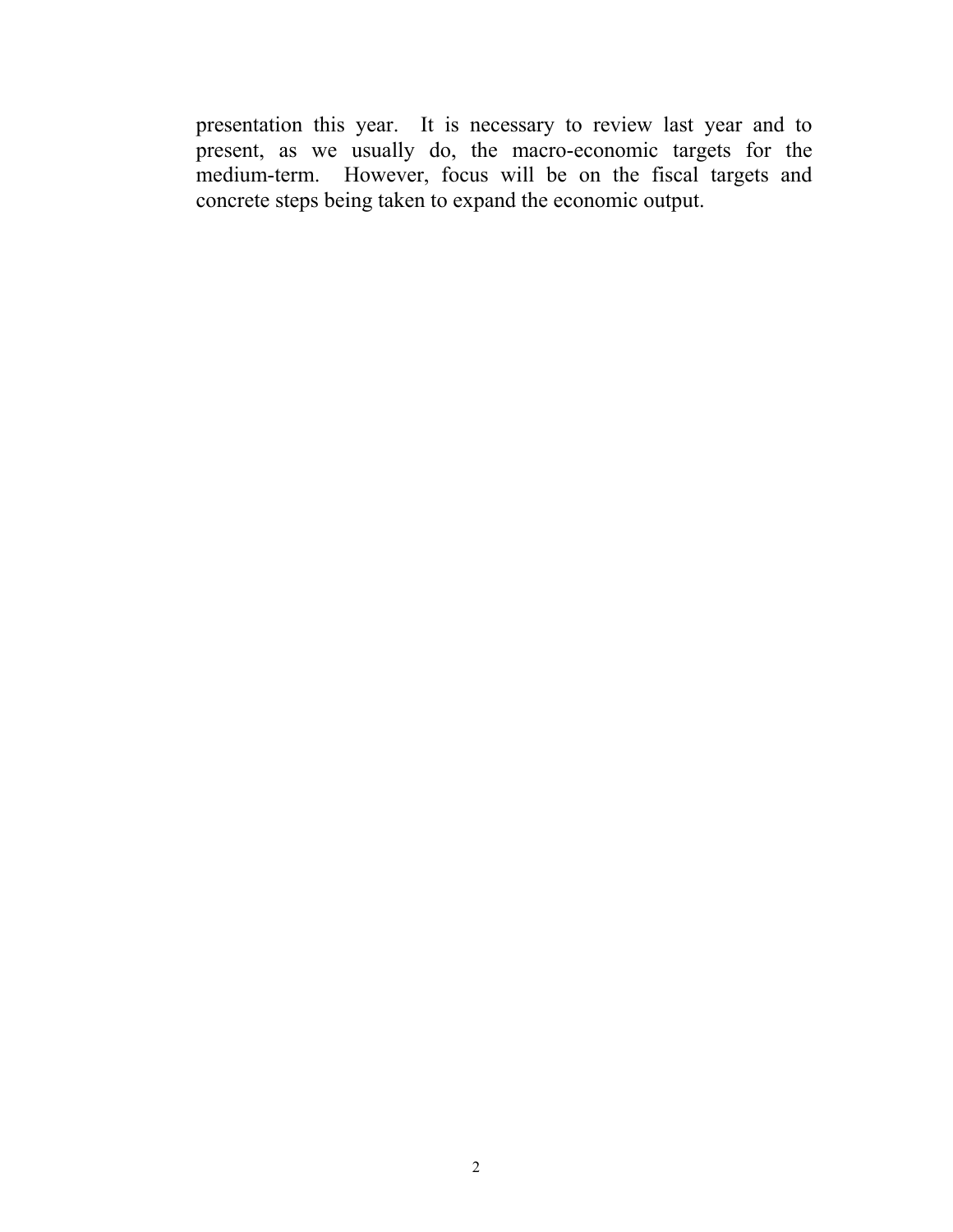presentation this year. It is necessary to review last year and to present, as we usually do, the macro-economic targets for the medium-term. However, focus will be on the fiscal targets and concrete steps being taken to expand the economic output.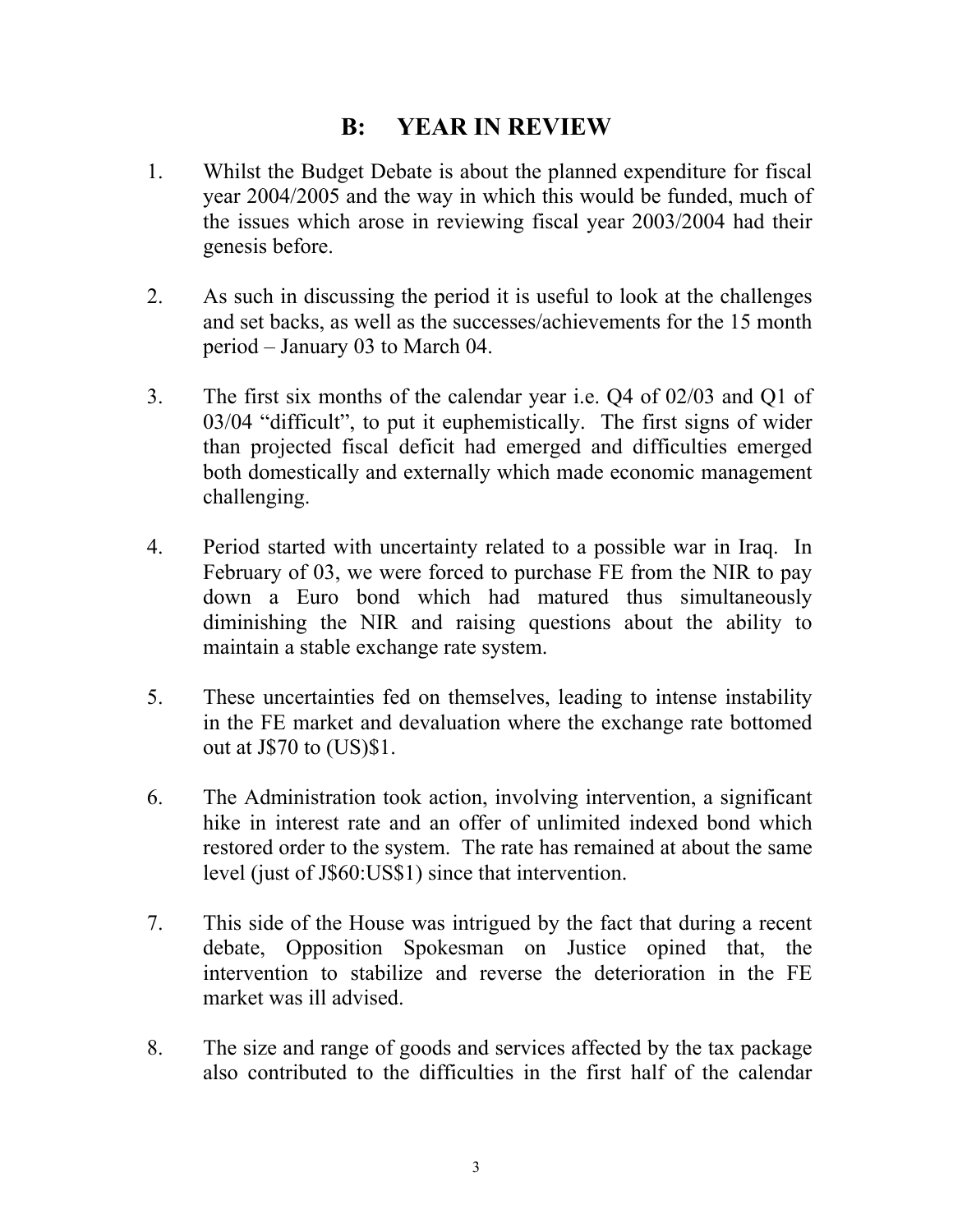## B: YEAR IN REVIEW

1. Whilst the Budget Debate is about the planned expenditure for fiscal year 2004/2005 and the way in which this would be funded, much of the issues which arose in reviewing fiscal year 2003/2004 had their genesis before.

2. As such in discussing the period it is useful to look at the challenges and set backs, as well as the successes/achievements for the 15 month period – January 03 to March 04.

3. The first six months of the calendar year i.e. Q4 of 02/03 and Q1 of 03/04 "difficult", to put it euphemistically. The first signs of wider than projected fiscal deficit had emerged and difficulties emerged both domestically and externally which made economic management challenging.

4. Period started with uncertainty related to a possible war in Iraq. In February of 03, we were forced to purchase FE from the NIR to pay down a Euro bond which had matured thus simultaneously diminishing the NIR and raising questions about the ability to maintain a stable exchange rate system.

5. These uncertainties fed on themselves, leading to intense instability in the FE market and devaluation where the exchange rate bottomed out at J$70 to (US)$1.

6. The Administration took action, involving intervention, a significant hike in interest rate and an offer of unlimited indexed bond which restored order to the system. The rate has remained at about the same level (just of J$60:US$1) since that intervention.

7. This side of the House was intrigued by the fact that during a recent debate, Opposition Spokesman on Justice opined that, the intervention to stabilize and reverse the deterioration in the FE market was ill advised.

8. The size and range of goods and services affected by the tax package also contributed to the difficulties in the first half of the calendar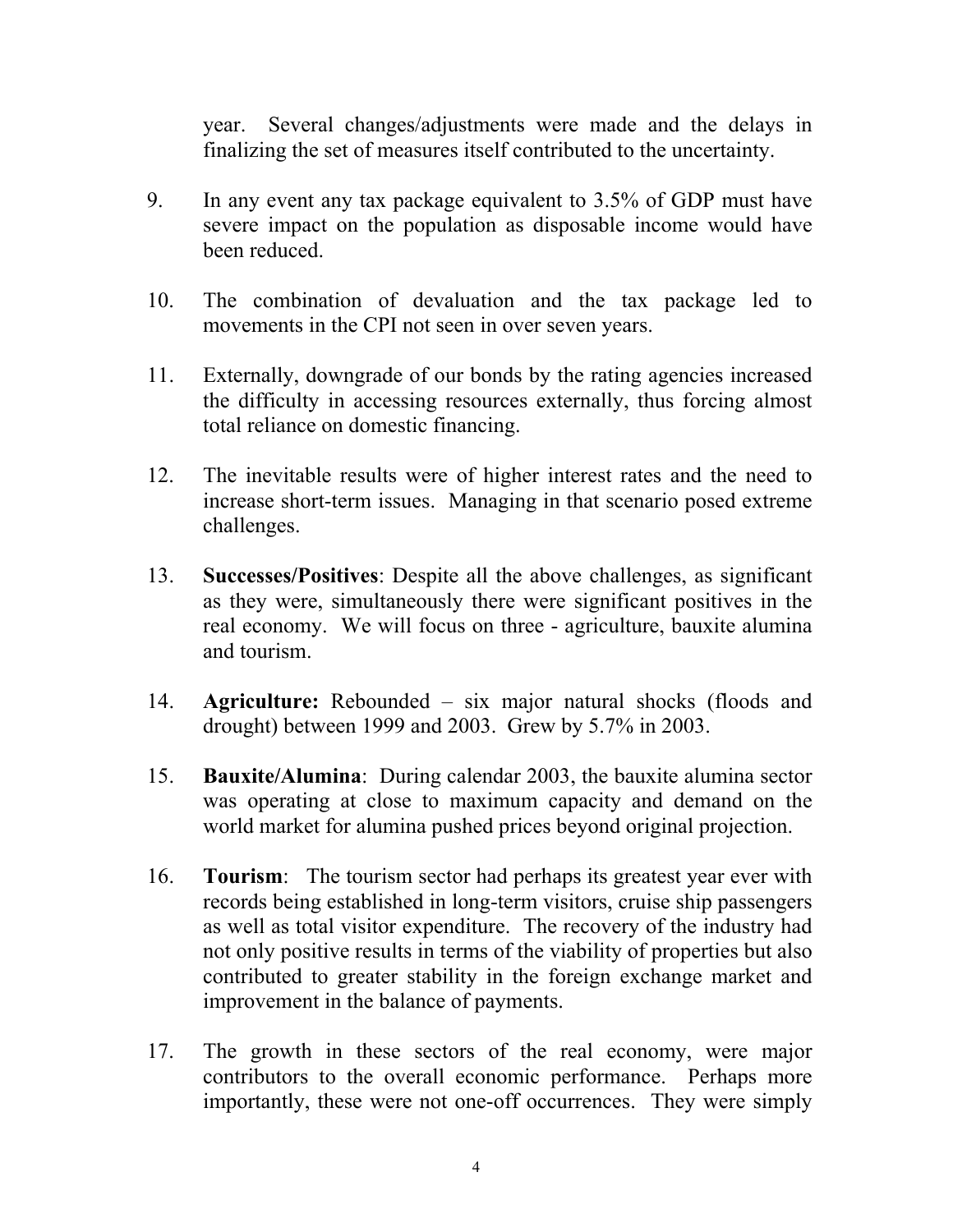year. Several changes/adjustments were made and the delays in finalizing the set of measures itself contributed to the uncertainty.

9. In any event any tax package equivalent to 3.5% of GDP must have severe impact on the population as disposable income would have been reduced.

10. The combination of devaluation and the tax package led to movements in the CPI not seen in over seven years.

11. Externally, downgrade of our bonds by the rating agencies increased the difficulty in accessing resources externally, thus forcing almost total reliance on domestic financing.

12. The inevitable results were of higher interest rates and the need to increase short-term issues. Managing in that scenario posed extreme challenges.

13. **Successes/Positives**: Despite all the above challenges, as significant as they were, simultaneously there were significant positives in the real economy. We will focus on three - agriculture, bauxite alumina and tourism.

14. **Agriculture:** Rebounded – six major natural shocks (floods and drought) between 1999 and 2003. Grew by 5.7% in 2003.

15. **Bauxite/Alumina**: During calendar 2003, the bauxite alumina sector was operating at close to maximum capacity and demand on the world market for alumina pushed prices beyond original projection.

16. **Tourism**: The tourism sector had perhaps its greatest year ever with records being established in long-term visitors, cruise ship passengers as well as total visitor expenditure. The recovery of the industry had not only positive results in terms of the viability of properties but also contributed to greater stability in the foreign exchange market and improvement in the balance of payments.

17. The growth in these sectors of the real economy, were major contributors to the overall economic performance. Perhaps more importantly, these were not one-off occurrences. They were simply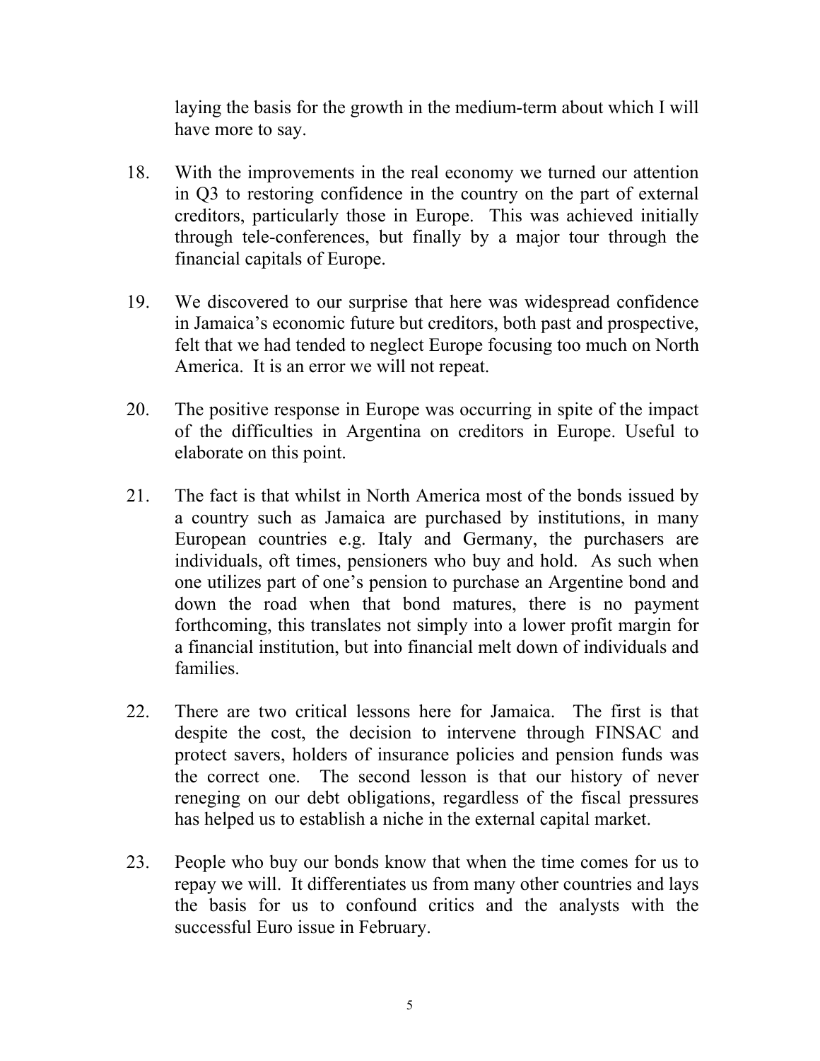laying the basis for the growth in the medium-term about which I will have more to say.

18. With the improvements in the real economy we turned our attention in Q3 to restoring confidence in the country on the part of external creditors, particularly those in Europe. This was achieved initially through tele-conferences, but finally by a major tour through the financial capitals of Europe.

19. We discovered to our surprise that here was widespread confidence in Jamaica's economic future but creditors, both past and prospective, felt that we had tended to neglect Europe focusing too much on North America. It is an error we will not repeat.

20. The positive response in Europe was occurring in spite of the impact of the difficulties in Argentina on creditors in Europe. Useful to elaborate on this point.

21. The fact is that whilst in North America most of the bonds issued by a country such as Jamaica are purchased by institutions, in many European countries e.g. Italy and Germany, the purchasers are individuals, oft times, pensioners who buy and hold. As such when one utilizes part of one's pension to purchase an Argentine bond and down the road when that bond matures, there is no payment forthcoming, this translates not simply into a lower profit margin for a financial institution, but into financial melt down of individuals and families.

22. There are two critical lessons here for Jamaica. The first is that despite the cost, the decision to intervene through FINSAC and protect savers, holders of insurance policies and pension funds was the correct one. The second lesson is that our history of never reneging on our debt obligations, regardless of the fiscal pressures has helped us to establish a niche in the external capital market.

23. People who buy our bonds know that when the time comes for us to repay we will. It differentiates us from many other countries and lays the basis for us to confound critics and the analysts with the successful Euro issue in February.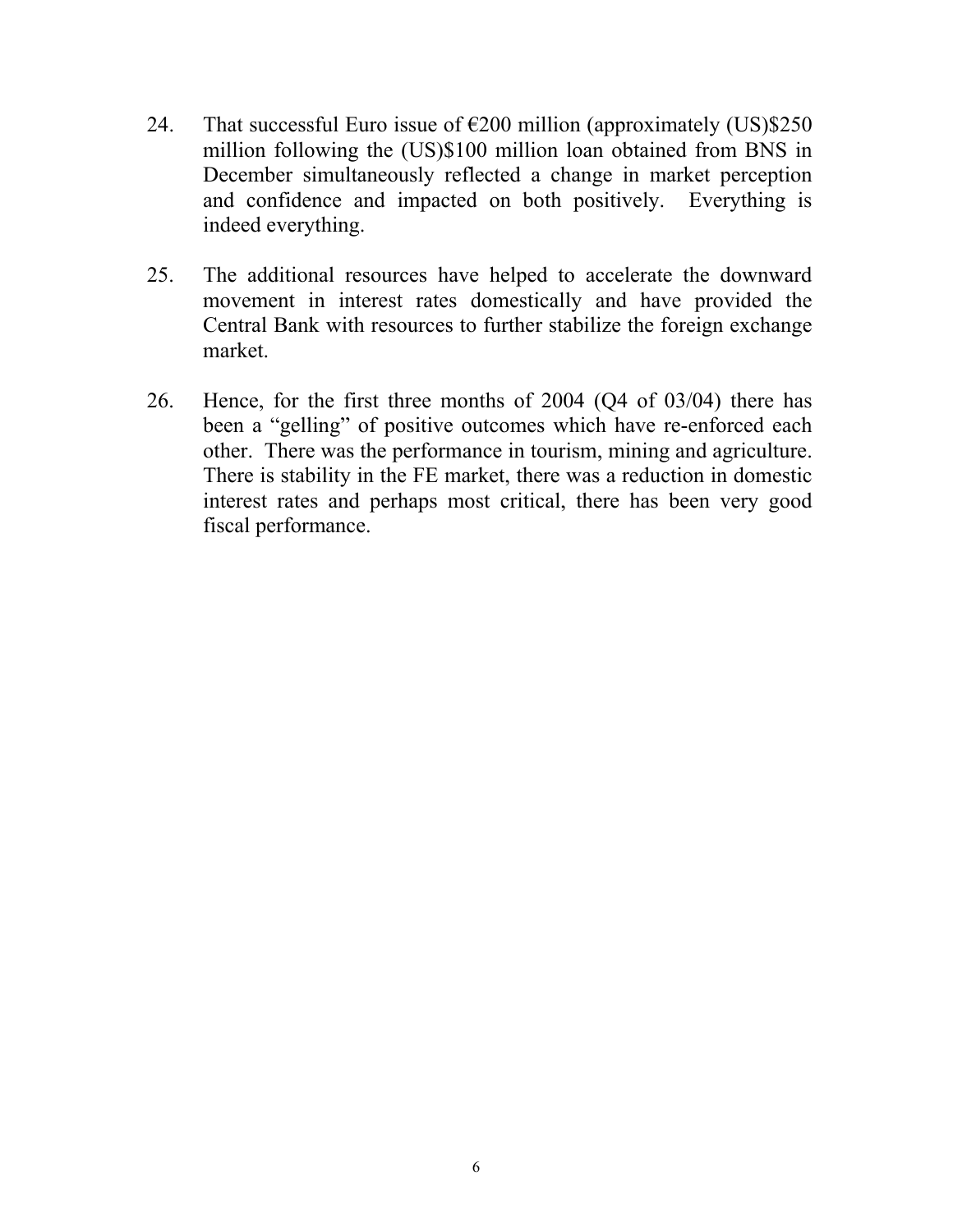24. That successful Euro issue of €200 million (approximately (US)$250 million following the (US)$100 million loan obtained from BNS in December simultaneously reflected a change in market perception and confidence and impacted on both positively. Everything is indeed everything.

25. The additional resources have helped to accelerate the downward movement in interest rates domestically and have provided the Central Bank with resources to further stabilize the foreign exchange market.

26. Hence, for the first three months of 2004 (Q4 of 03/04) there has been a "gelling" of positive outcomes which have re-enforced each other. There was the performance in tourism, mining and agriculture. There is stability in the FE market, there was a reduction in domestic interest rates and perhaps most critical, there has been very good fiscal performance.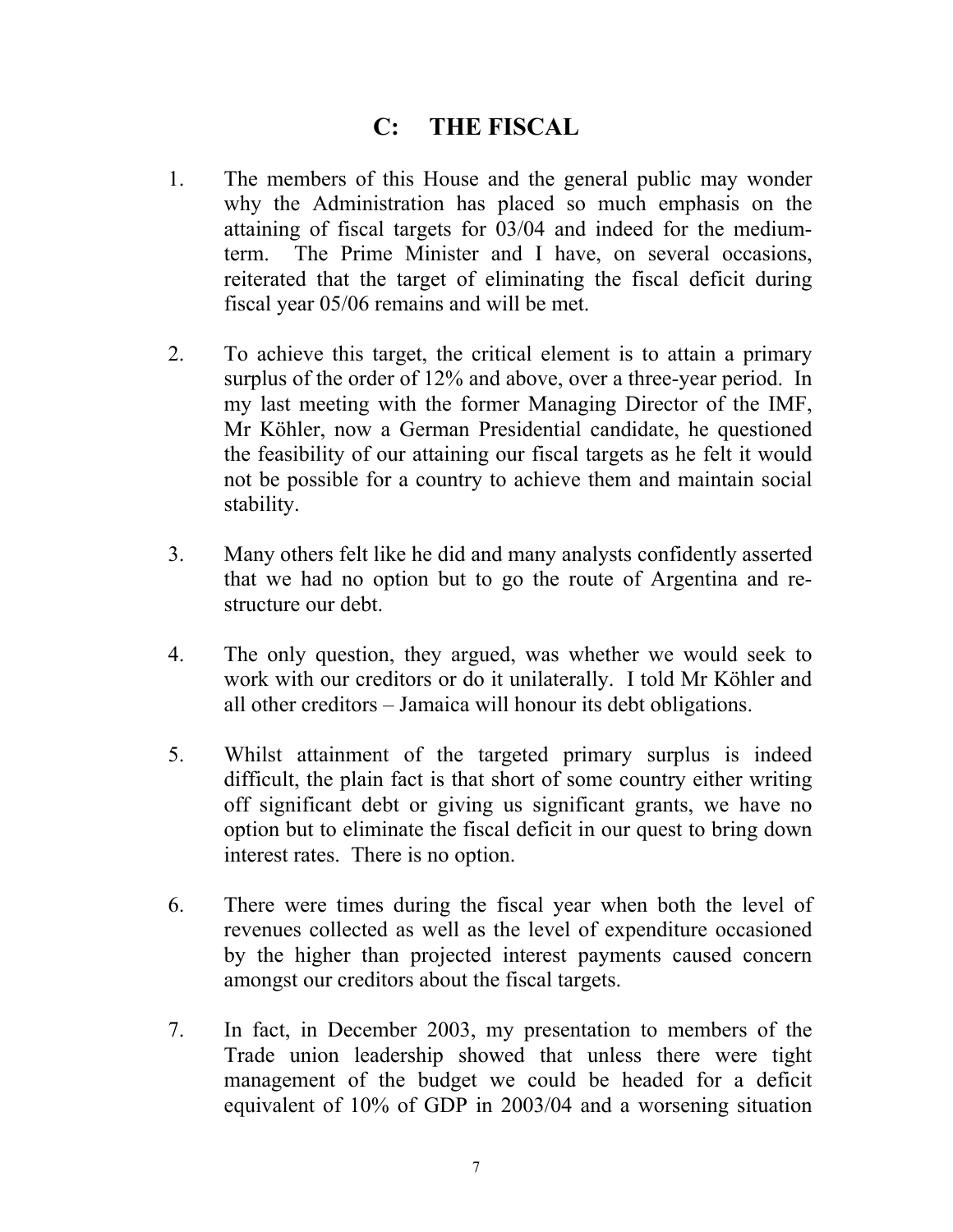## C: THE FISCAL

1. The members of this House and the general public may wonder why the Administration has placed so much emphasis on the attaining of fiscal targets for 03/04 and indeed for the medium-term. The Prime Minister and I have, on several occasions, reiterated that the target of eliminating the fiscal deficit during fiscal year 05/06 remains and will be met.

2. To achieve this target, the critical element is to attain a primary surplus of the order of 12% and above, over a three-year period. In my last meeting with the former Managing Director of the IMF, Mr Köhler, now a German Presidential candidate, he questioned the feasibility of our attaining our fiscal targets as he felt it would not be possible for a country to achieve them and maintain social stability.

3. Many others felt like he did and many analysts confidently asserted that we had no option but to go the route of Argentina and re-structure our debt.

4. The only question, they argued, was whether we would seek to work with our creditors or do it unilaterally. I told Mr Köhler and all other creditors – Jamaica will honour its debt obligations.

5. Whilst attainment of the targeted primary surplus is indeed difficult, the plain fact is that short of some country either writing off significant debt or giving us significant grants, we have no option but to eliminate the fiscal deficit in our quest to bring down interest rates. There is no option.

6. There were times during the fiscal year when both the level of revenues collected as well as the level of expenditure occasioned by the higher than projected interest payments caused concern amongst our creditors about the fiscal targets.

7. In fact, in December 2003, my presentation to members of the Trade union leadership showed that unless there were tight management of the budget we could be headed for a deficit equivalent of 10% of GDP in 2003/04 and a worsening situation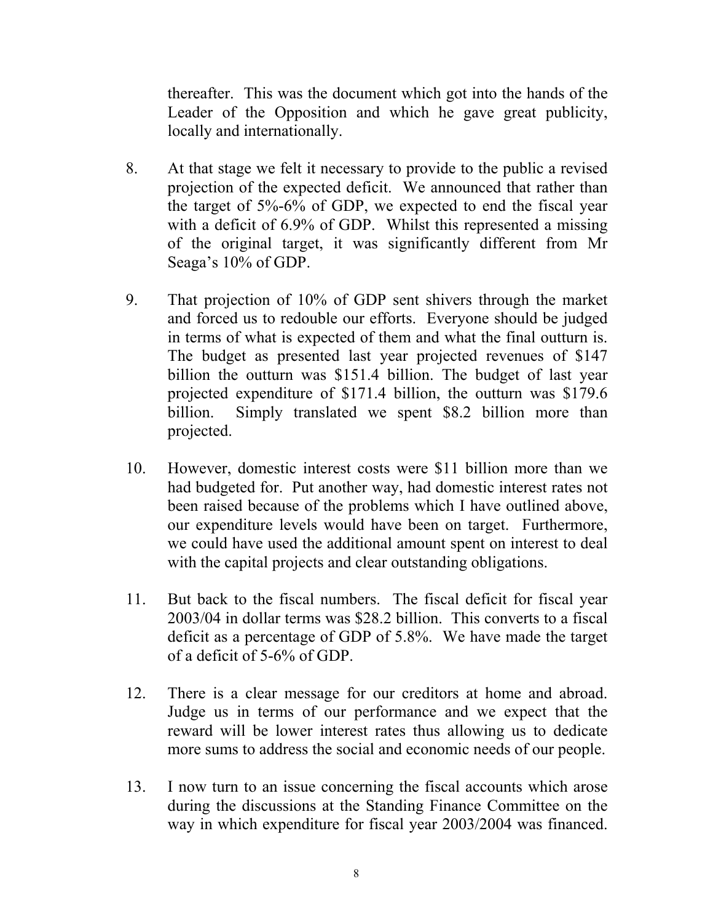thereafter. This was the document which got into the hands of the Leader of the Opposition and which he gave great publicity, locally and internationally.

8. At that stage we felt it necessary to provide to the public a revised projection of the expected deficit. We announced that rather than the target of 5%-6% of GDP, we expected to end the fiscal year with a deficit of 6.9% of GDP. Whilst this represented a missing of the original target, it was significantly different from Mr Seaga's 10% of GDP.

9. That projection of 10% of GDP sent shivers through the market and forced us to redouble our efforts. Everyone should be judged in terms of what is expected of them and what the final outturn is. The budget as presented last year projected revenues of $147 billion the outturn was $151.4 billion. The budget of last year projected expenditure of $171.4 billion, the outturn was $179.6 billion. Simply translated we spent $8.2 billion more than projected.

10. However, domestic interest costs were $11 billion more than we had budgeted for. Put another way, had domestic interest rates not been raised because of the problems which I have outlined above, our expenditure levels would have been on target. Furthermore, we could have used the additional amount spent on interest to deal with the capital projects and clear outstanding obligations.

11. But back to the fiscal numbers. The fiscal deficit for fiscal year 2003/04 in dollar terms was $28.2 billion. This converts to a fiscal deficit as a percentage of GDP of 5.8%. We have made the target of a deficit of 5-6% of GDP.

12. There is a clear message for our creditors at home and abroad. Judge us in terms of our performance and we expect that the reward will be lower interest rates thus allowing us to dedicate more sums to address the social and economic needs of our people.

13. I now turn to an issue concerning the fiscal accounts which arose during the discussions at the Standing Finance Committee on the way in which expenditure for fiscal year 2003/2004 was financed.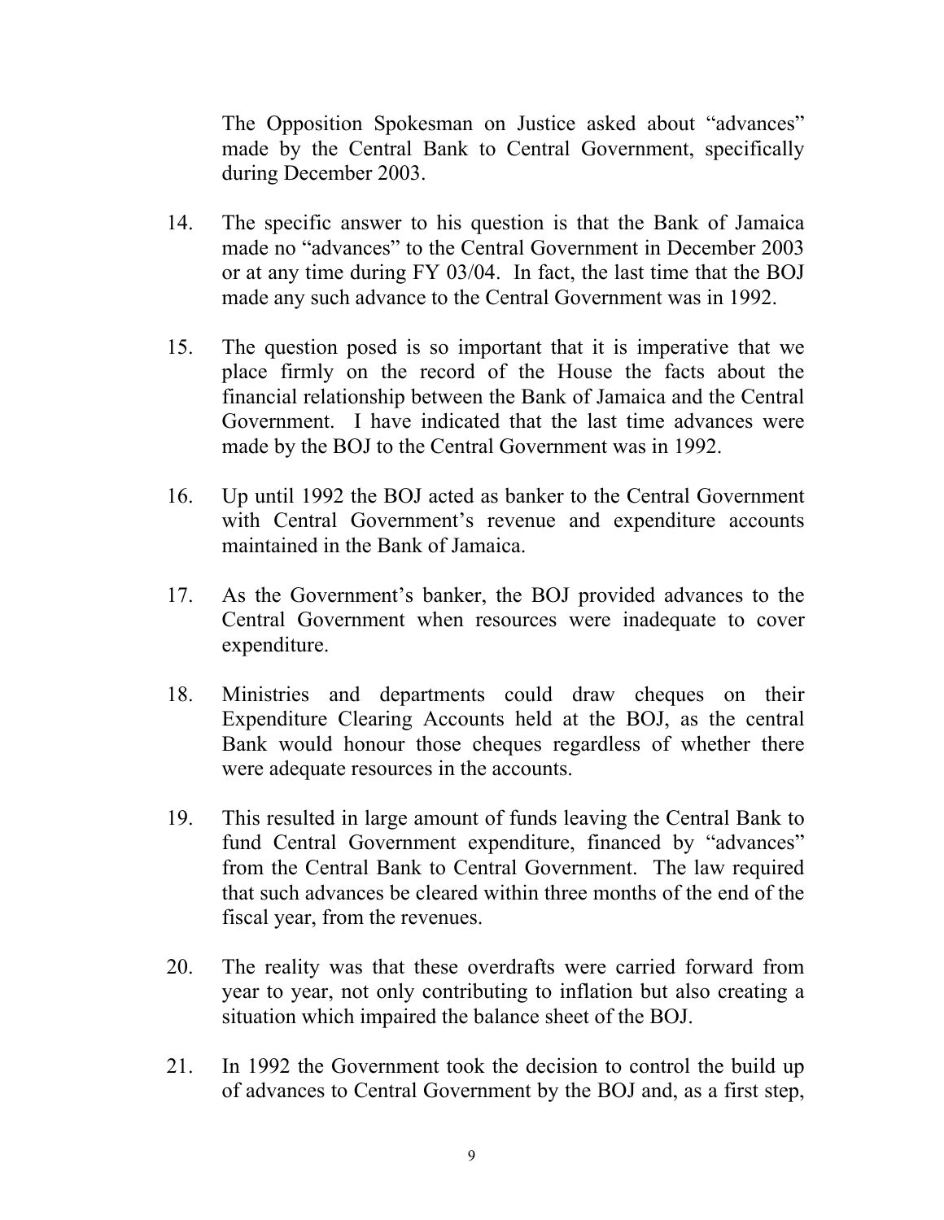The Opposition Spokesman on Justice asked about "advances" made by the Central Bank to Central Government, specifically during December 2003.

14. The specific answer to his question is that the Bank of Jamaica made no "advances" to the Central Government in December 2003 or at any time during FY 03/04. In fact, the last time that the BOJ made any such advance to the Central Government was in 1992.

15. The question posed is so important that it is imperative that we place firmly on the record of the House the facts about the financial relationship between the Bank of Jamaica and the Central Government. I have indicated that the last time advances were made by the BOJ to the Central Government was in 1992.

16. Up until 1992 the BOJ acted as banker to the Central Government with Central Government's revenue and expenditure accounts maintained in the Bank of Jamaica.

17. As the Government's banker, the BOJ provided advances to the Central Government when resources were inadequate to cover expenditure.

18. Ministries and departments could draw cheques on their Expenditure Clearing Accounts held at the BOJ, as the central Bank would honour those cheques regardless of whether there were adequate resources in the accounts.

19. This resulted in large amount of funds leaving the Central Bank to fund Central Government expenditure, financed by "advances" from the Central Bank to Central Government. The law required that such advances be cleared within three months of the end of the fiscal year, from the revenues.

20. The reality was that these overdrafts were carried forward from year to year, not only contributing to inflation but also creating a situation which impaired the balance sheet of the BOJ.

21. In 1992 the Government took the decision to control the build up of advances to Central Government by the BOJ and, as a first step,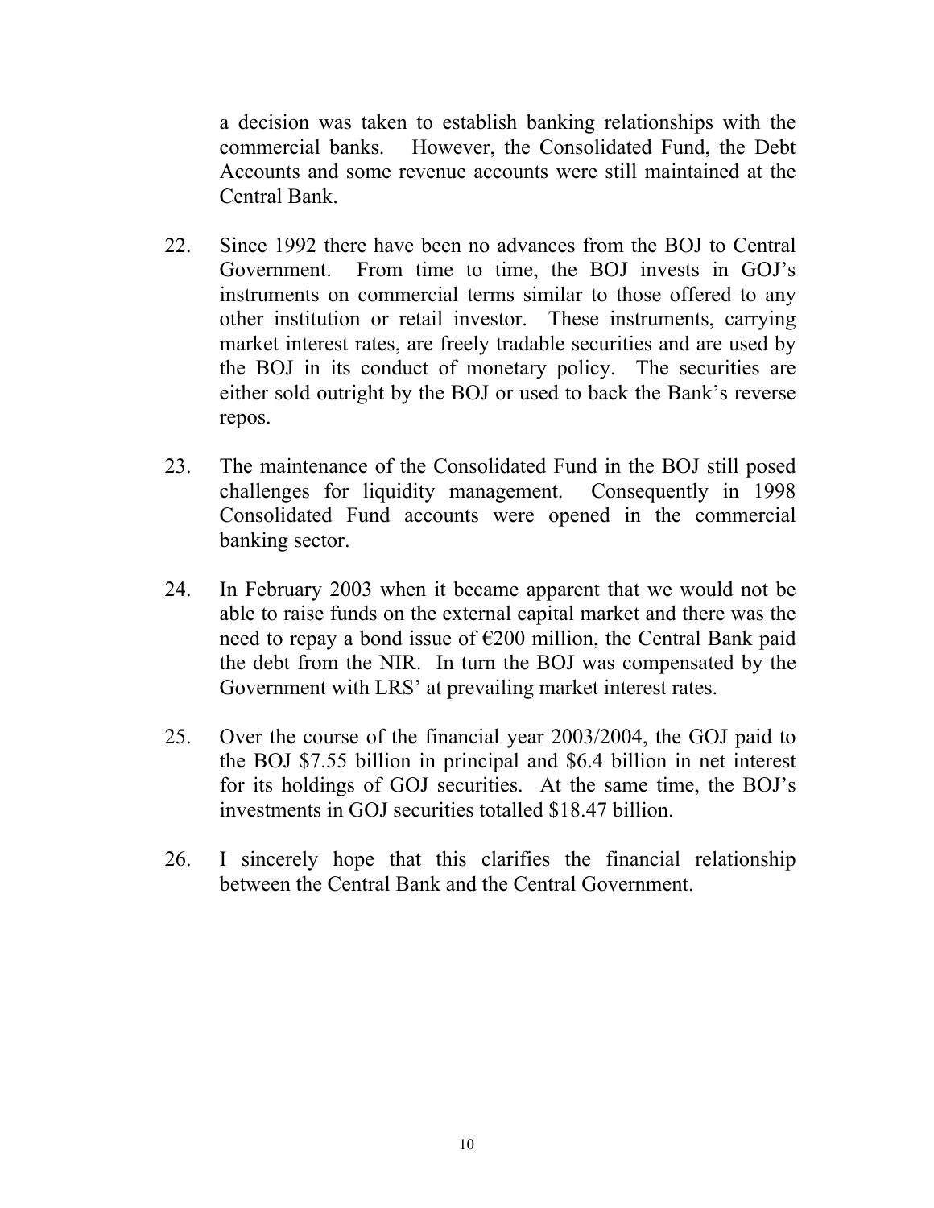a decision was taken to establish banking relationships with the commercial banks. However, the Consolidated Fund, the Debt Accounts and some revenue accounts were still maintained at the Central Bank.

22. Since 1992 there have been no advances from the BOJ to Central Government. From time to time, the BOJ invests in GOJ's instruments on commercial terms similar to those offered to any other institution or retail investor. These instruments, carrying market interest rates, are freely tradable securities and are used by the BOJ in its conduct of monetary policy. The securities are either sold outright by the BOJ or used to back the Bank's reverse repos.

23. The maintenance of the Consolidated Fund in the BOJ still posed challenges for liquidity management. Consequently in 1998 Consolidated Fund accounts were opened in the commercial banking sector.

24. In February 2003 when it became apparent that we would not be able to raise funds on the external capital market and there was the need to repay a bond issue of €200 million, the Central Bank paid the debt from the NIR. In turn the BOJ was compensated by the Government with LRS' at prevailing market interest rates.

25. Over the course of the financial year 2003/2004, the GOJ paid to the BOJ $7.55 billion in principal and $6.4 billion in net interest for its holdings of GOJ securities. At the same time, the BOJ's investments in GOJ securities totalled $18.47 billion.

26. I sincerely hope that this clarifies the financial relationship between the Central Bank and the Central Government.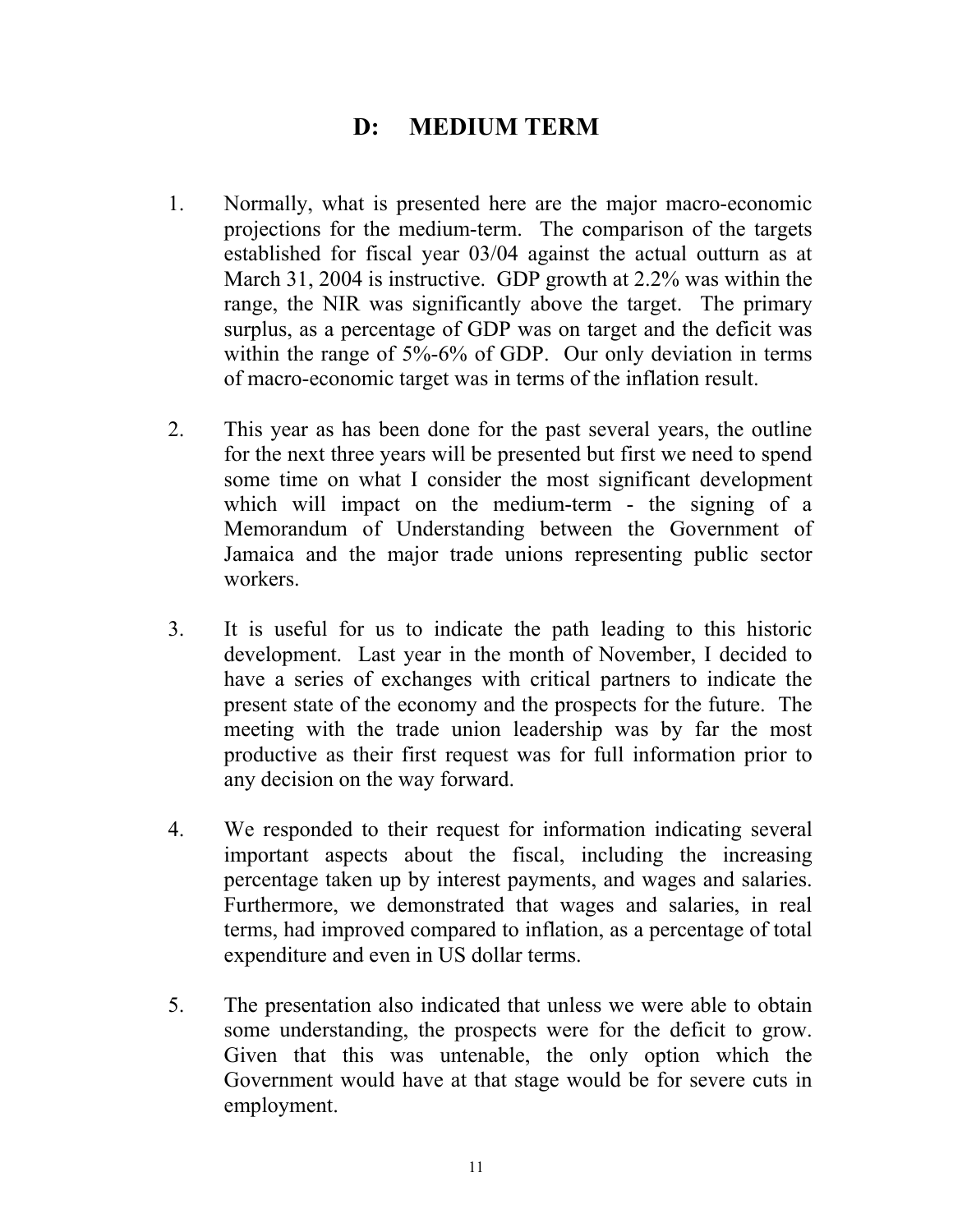# D: MEDIUM TERM

1. Normally, what is presented here are the major macro-economic projections for the medium-term. The comparison of the targets established for fiscal year 03/04 against the actual outturn as at March 31, 2004 is instructive. GDP growth at 2.2% was within the range, the NIR was significantly above the target. The primary surplus, as a percentage of GDP was on target and the deficit was within the range of 5%-6% of GDP. Our only deviation in terms of macro-economic target was in terms of the inflation result.

2. This year as has been done for the past several years, the outline for the next three years will be presented but first we need to spend some time on what I consider the most significant development which will impact on the medium-term - the signing of a Memorandum of Understanding between the Government of Jamaica and the major trade unions representing public sector workers.

3. It is useful for us to indicate the path leading to this historic development. Last year in the month of November, I decided to have a series of exchanges with critical partners to indicate the present state of the economy and the prospects for the future. The meeting with the trade union leadership was by far the most productive as their first request was for full information prior to any decision on the way forward.

4. We responded to their request for information indicating several important aspects about the fiscal, including the increasing percentage taken up by interest payments, and wages and salaries. Furthermore, we demonstrated that wages and salaries, in real terms, had improved compared to inflation, as a percentage of total expenditure and even in US dollar terms.

5. The presentation also indicated that unless we were able to obtain some understanding, the prospects were for the deficit to grow. Given that this was untenable, the only option which the Government would have at that stage would be for severe cuts in employment.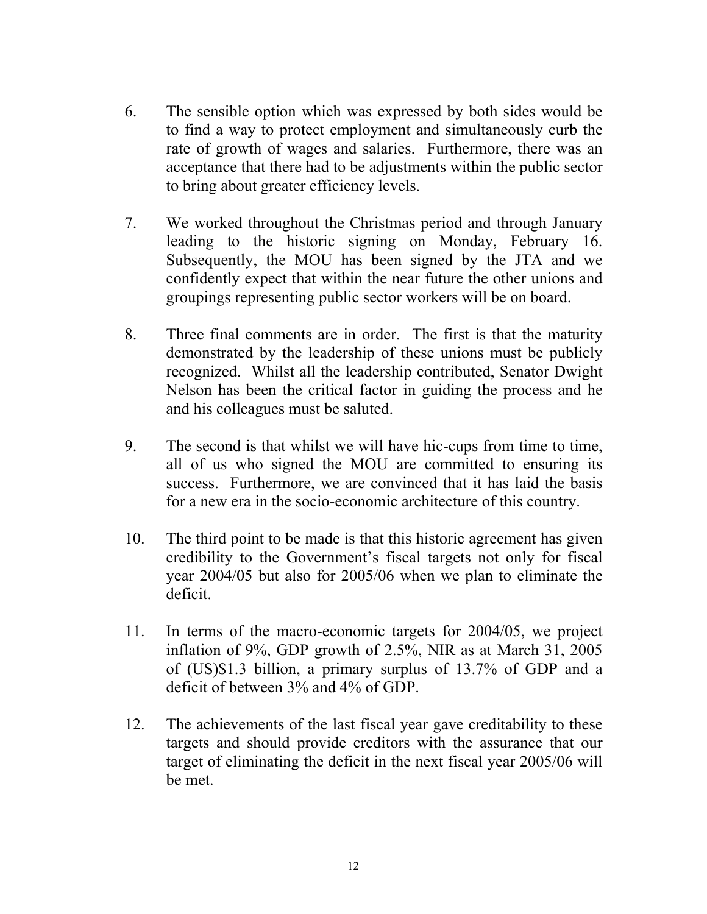6. The sensible option which was expressed by both sides would be to find a way to protect employment and simultaneously curb the rate of growth of wages and salaries. Furthermore, there was an acceptance that there had to be adjustments within the public sector to bring about greater efficiency levels.

7. We worked throughout the Christmas period and through January leading to the historic signing on Monday, February 16. Subsequently, the MOU has been signed by the JTA and we confidently expect that within the near future the other unions and groupings representing public sector workers will be on board.

8. Three final comments are in order. The first is that the maturity demonstrated by the leadership of these unions must be publicly recognized. Whilst all the leadership contributed, Senator Dwight Nelson has been the critical factor in guiding the process and he and his colleagues must be saluted.

9. The second is that whilst we will have hic-cups from time to time, all of us who signed the MOU are committed to ensuring its success. Furthermore, we are convinced that it has laid the basis for a new era in the socio-economic architecture of this country.

10. The third point to be made is that this historic agreement has given credibility to the Government's fiscal targets not only for fiscal year 2004/05 but also for 2005/06 when we plan to eliminate the deficit.

11. In terms of the macro-economic targets for 2004/05, we project inflation of 9%, GDP growth of 2.5%, NIR as at March 31, 2005 of (US)$1.3 billion, a primary surplus of 13.7% of GDP and a deficit of between 3% and 4% of GDP.

12. The achievements of the last fiscal year gave creditability to these targets and should provide creditors with the assurance that our target of eliminating the deficit in the next fiscal year 2005/06 will be met.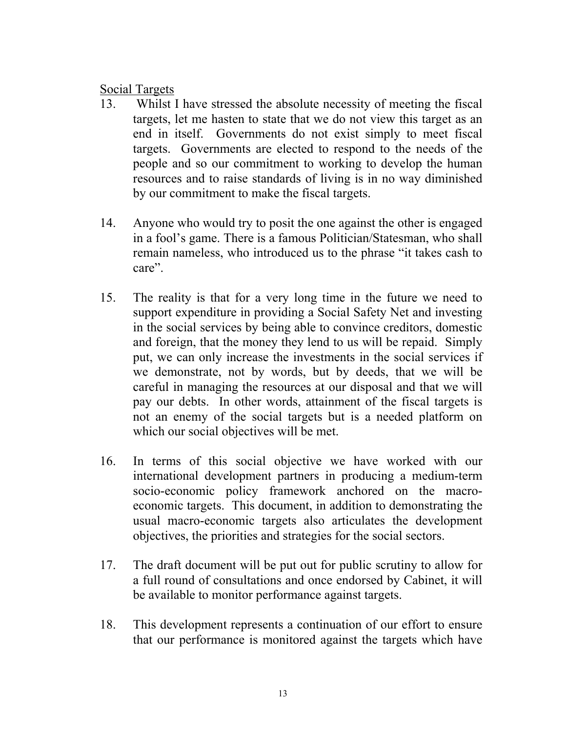<u>Social Targets</u>

13. Whilst I have stressed the absolute necessity of meeting the fiscal targets, let me hasten to state that we do not view this target as an end in itself. Governments do not exist simply to meet fiscal targets. Governments are elected to respond to the needs of the people and so our commitment to working to develop the human resources and to raise standards of living is in no way diminished by our commitment to make the fiscal targets.

14. Anyone who would try to posit the one against the other is engaged in a fool's game. There is a famous Politician/Statesman, who shall remain nameless, who introduced us to the phrase "it takes cash to care".

15. The reality is that for a very long time in the future we need to support expenditure in providing a Social Safety Net and investing in the social services by being able to convince creditors, domestic and foreign, that the money they lend to us will be repaid. Simply put, we can only increase the investments in the social services if we demonstrate, not by words, but by deeds, that we will be careful in managing the resources at our disposal and that we will pay our debts. In other words, attainment of the fiscal targets is not an enemy of the social targets but is a needed platform on which our social objectives will be met.

16. In terms of this social objective we have worked with our international development partners in producing a medium-term socio-economic policy framework anchored on the macro-economic targets. This document, in addition to demonstrating the usual macro-economic targets also articulates the development objectives, the priorities and strategies for the social sectors.

17. The draft document will be put out for public scrutiny to allow for a full round of consultations and once endorsed by Cabinet, it will be available to monitor performance against targets.

18. This development represents a continuation of our effort to ensure that our performance is monitored against the targets which have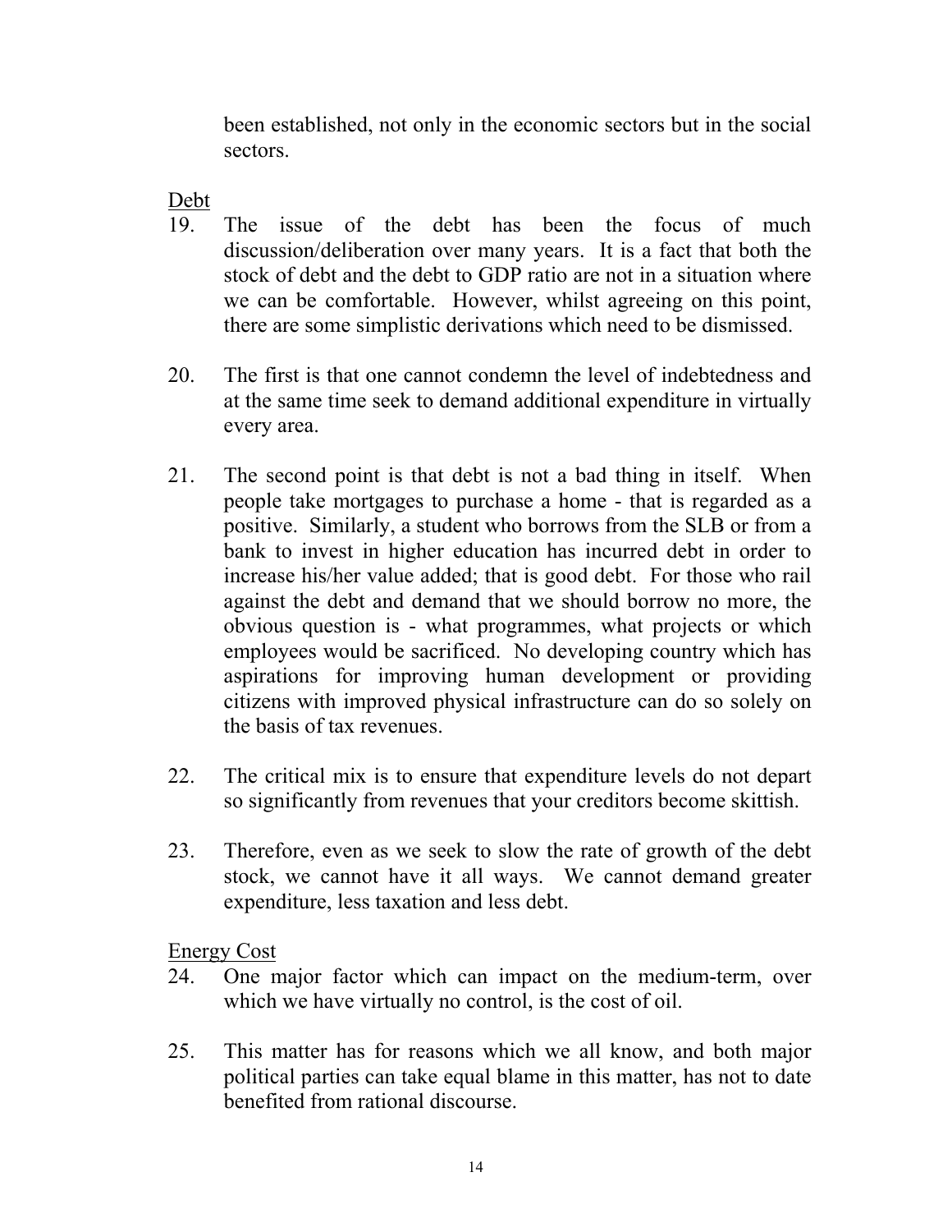been established, not only in the economic sectors but in the social sectors.

Debt

19. The issue of the debt has been the focus of much discussion/deliberation over many years. It is a fact that both the stock of debt and the debt to GDP ratio are not in a situation where we can be comfortable. However, whilst agreeing on this point, there are some simplistic derivations which need to be dismissed.

20. The first is that one cannot condemn the level of indebtedness and at the same time seek to demand additional expenditure in virtually every area.

21. The second point is that debt is not a bad thing in itself. When people take mortgages to purchase a home - that is regarded as a positive. Similarly, a student who borrows from the SLB or from a bank to invest in higher education has incurred debt in order to increase his/her value added; that is good debt. For those who rail against the debt and demand that we should borrow no more, the obvious question is - what programmes, what projects or which employees would be sacrificed. No developing country which has aspirations for improving human development or providing citizens with improved physical infrastructure can do so solely on the basis of tax revenues.

22. The critical mix is to ensure that expenditure levels do not depart so significantly from revenues that your creditors become skittish.

23. Therefore, even as we seek to slow the rate of growth of the debt stock, we cannot have it all ways. We cannot demand greater expenditure, less taxation and less debt.

Energy Cost

24. One major factor which can impact on the medium-term, over which we have virtually no control, is the cost of oil.

25. This matter has for reasons which we all know, and both major political parties can take equal blame in this matter, has not to date benefited from rational discourse.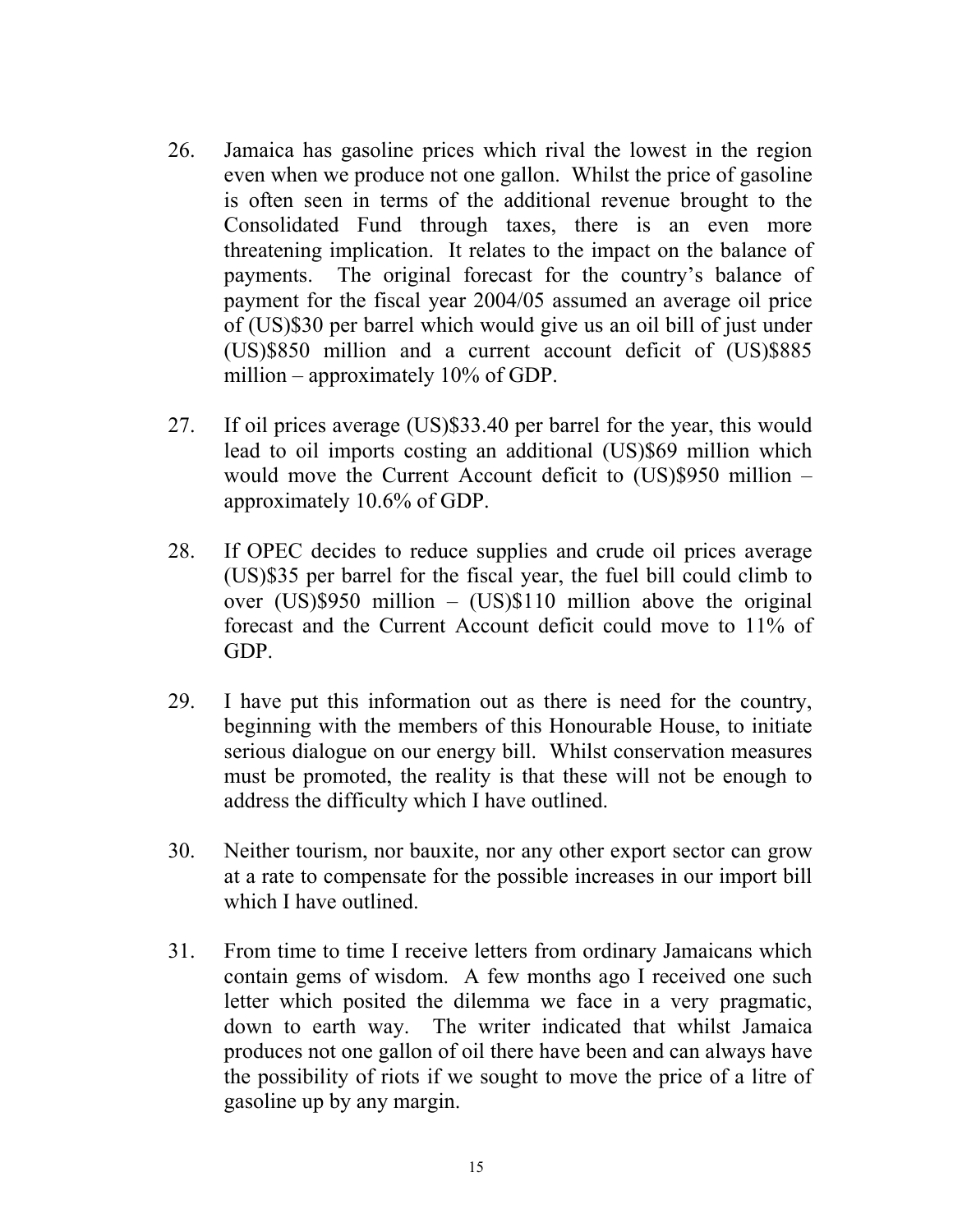26. Jamaica has gasoline prices which rival the lowest in the region even when we produce not one gallon. Whilst the price of gasoline is often seen in terms of the additional revenue brought to the Consolidated Fund through taxes, there is an even more threatening implication. It relates to the impact on the balance of payments. The original forecast for the country's balance of payment for the fiscal year 2004/05 assumed an average oil price of (US)$30 per barrel which would give us an oil bill of just under (US)$850 million and a current account deficit of (US)$885 million – approximately 10% of GDP.

27. If oil prices average (US)$33.40 per barrel for the year, this would lead to oil imports costing an additional (US)$69 million which would move the Current Account deficit to (US)$950 million – approximately 10.6% of GDP.

28. If OPEC decides to reduce supplies and crude oil prices average (US)$35 per barrel for the fiscal year, the fuel bill could climb to over (US)$950 million – (US)$110 million above the original forecast and the Current Account deficit could move to 11% of GDP.

29. I have put this information out as there is need for the country, beginning with the members of this Honourable House, to initiate serious dialogue on our energy bill. Whilst conservation measures must be promoted, the reality is that these will not be enough to address the difficulty which I have outlined.

30. Neither tourism, nor bauxite, nor any other export sector can grow at a rate to compensate for the possible increases in our import bill which I have outlined.

31. From time to time I receive letters from ordinary Jamaicans which contain gems of wisdom. A few months ago I received one such letter which posited the dilemma we face in a very pragmatic, down to earth way. The writer indicated that whilst Jamaica produces not one gallon of oil there have been and can always have the possibility of riots if we sought to move the price of a litre of gasoline up by any margin.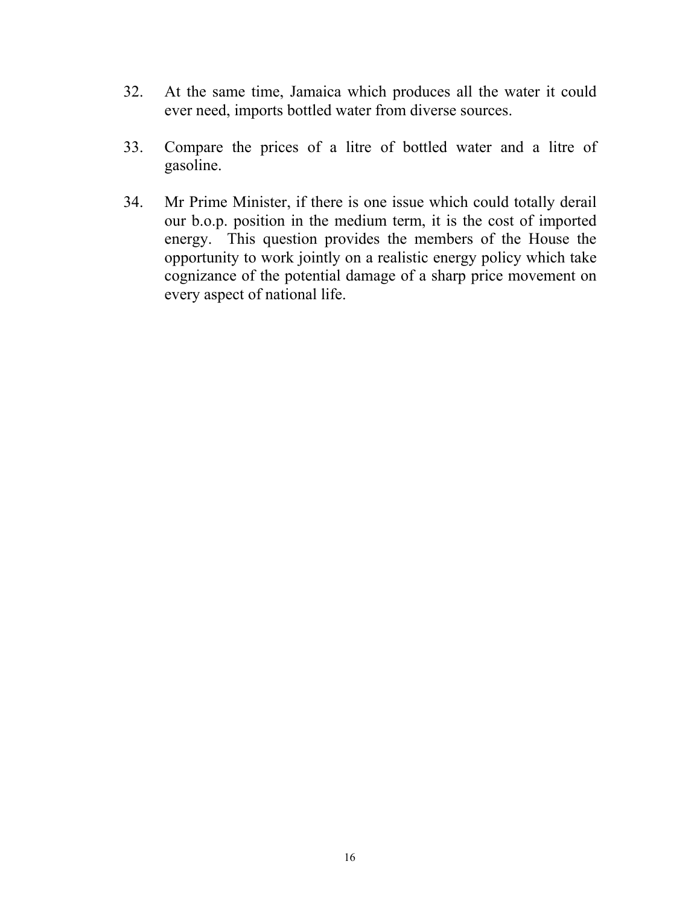32. At the same time, Jamaica which produces all the water it could ever need, imports bottled water from diverse sources.

33. Compare the prices of a litre of bottled water and a litre of gasoline.

34. Mr Prime Minister, if there is one issue which could totally derail our b.o.p. position in the medium term, it is the cost of imported energy. This question provides the members of the House the opportunity to work jointly on a realistic energy policy which take cognizance of the potential damage of a sharp price movement on every aspect of national life.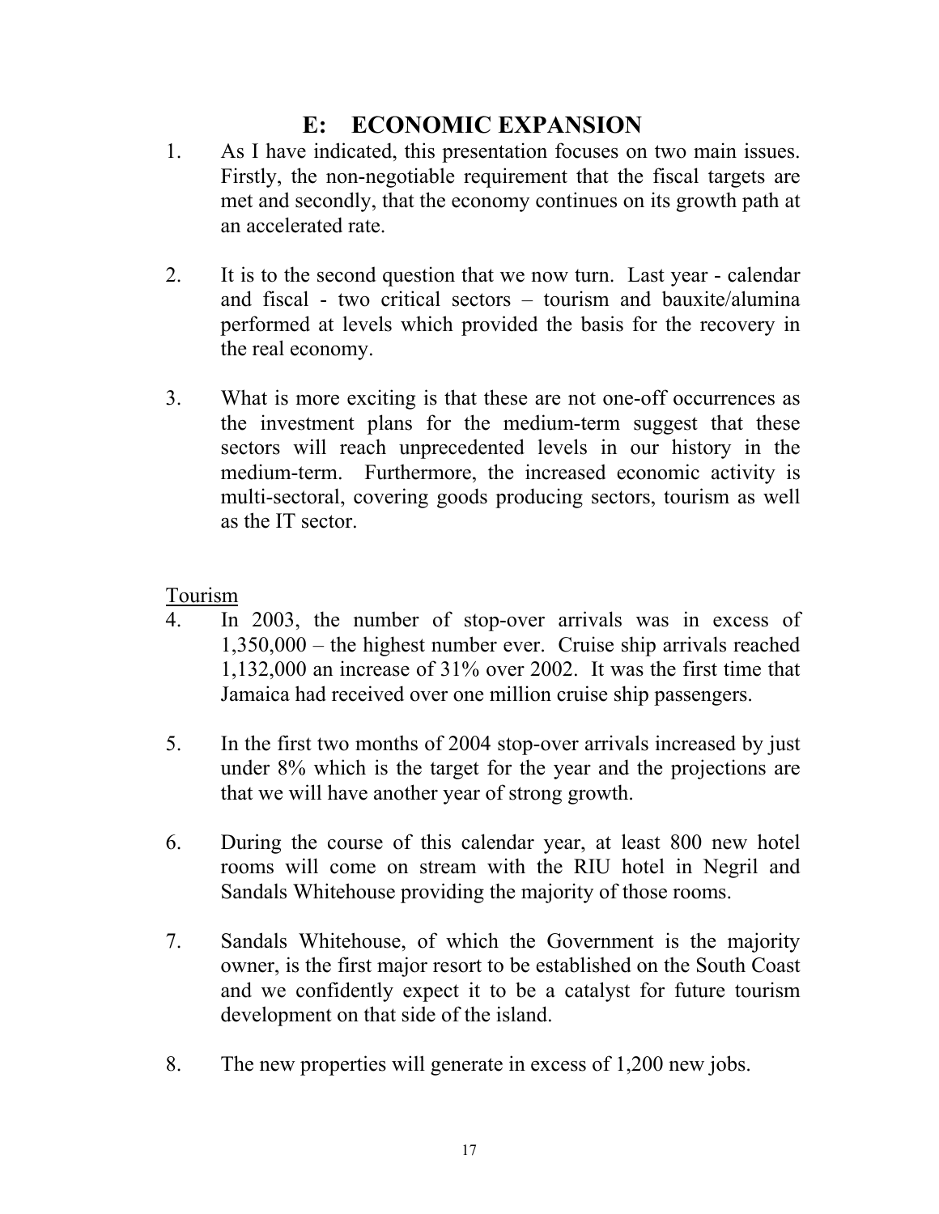## E: ECONOMIC EXPANSION

1. As I have indicated, this presentation focuses on two main issues. Firstly, the non-negotiable requirement that the fiscal targets are met and secondly, that the economy continues on its growth path at an accelerated rate.

2. It is to the second question that we now turn. Last year - calendar and fiscal - two critical sectors – tourism and bauxite/alumina performed at levels which provided the basis for the recovery in the real economy.

3. What is more exciting is that these are not one-off occurrences as the investment plans for the medium-term suggest that these sectors will reach unprecedented levels in our history in the medium-term. Furthermore, the increased economic activity is multi-sectoral, covering goods producing sectors, tourism as well as the IT sector.

<u>Tourism</u>

4. In 2003, the number of stop-over arrivals was in excess of 1,350,000 – the highest number ever. Cruise ship arrivals reached 1,132,000 an increase of 31% over 2002. It was the first time that Jamaica had received over one million cruise ship passengers.

5. In the first two months of 2004 stop-over arrivals increased by just under 8% which is the target for the year and the projections are that we will have another year of strong growth.

6. During the course of this calendar year, at least 800 new hotel rooms will come on stream with the RIU hotel in Negril and Sandals Whitehouse providing the majority of those rooms.

7. Sandals Whitehouse, of which the Government is the majority owner, is the first major resort to be established on the South Coast and we confidently expect it to be a catalyst for future tourism development on that side of the island.

8. The new properties will generate in excess of 1,200 new jobs.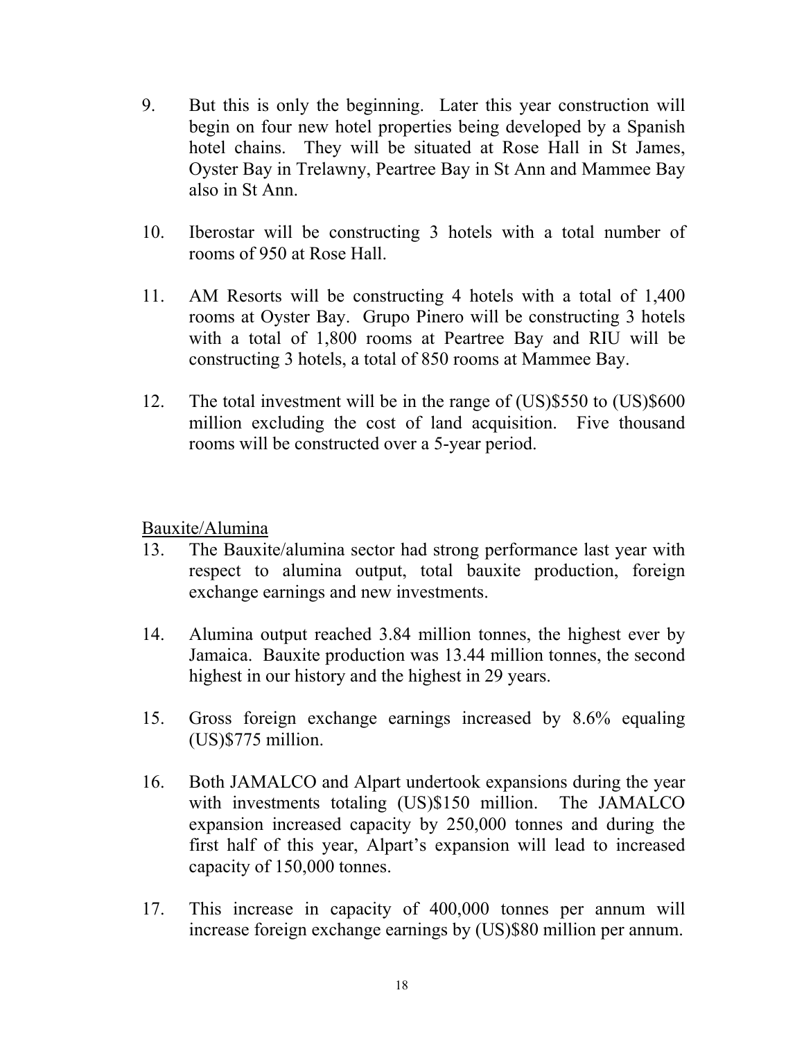9. But this is only the beginning. Later this year construction will begin on four new hotel properties being developed by a Spanish hotel chains. They will be situated at Rose Hall in St James, Oyster Bay in Trelawny, Peartree Bay in St Ann and Mammee Bay also in St Ann.

10. Iberostar will be constructing 3 hotels with a total number of rooms of 950 at Rose Hall.

11. AM Resorts will be constructing 4 hotels with a total of 1,400 rooms at Oyster Bay. Grupo Pinero will be constructing 3 hotels with a total of 1,800 rooms at Peartree Bay and RIU will be constructing 3 hotels, a total of 850 rooms at Mammee Bay.

12. The total investment will be in the range of (US)$550 to (US)$600 million excluding the cost of land acquisition. Five thousand rooms will be constructed over a 5-year period.

<u>Bauxite/Alumina</u>

13. The Bauxite/alumina sector had strong performance last year with respect to alumina output, total bauxite production, foreign exchange earnings and new investments.

14. Alumina output reached 3.84 million tonnes, the highest ever by Jamaica. Bauxite production was 13.44 million tonnes, the second highest in our history and the highest in 29 years.

15. Gross foreign exchange earnings increased by 8.6% equaling (US)$775 million.

16. Both JAMALCO and Alpart undertook expansions during the year with investments totaling (US)$150 million. The JAMALCO expansion increased capacity by 250,000 tonnes and during the first half of this year, Alpart's expansion will lead to increased capacity of 150,000 tonnes.

17. This increase in capacity of 400,000 tonnes per annum will increase foreign exchange earnings by (US)$80 million per annum.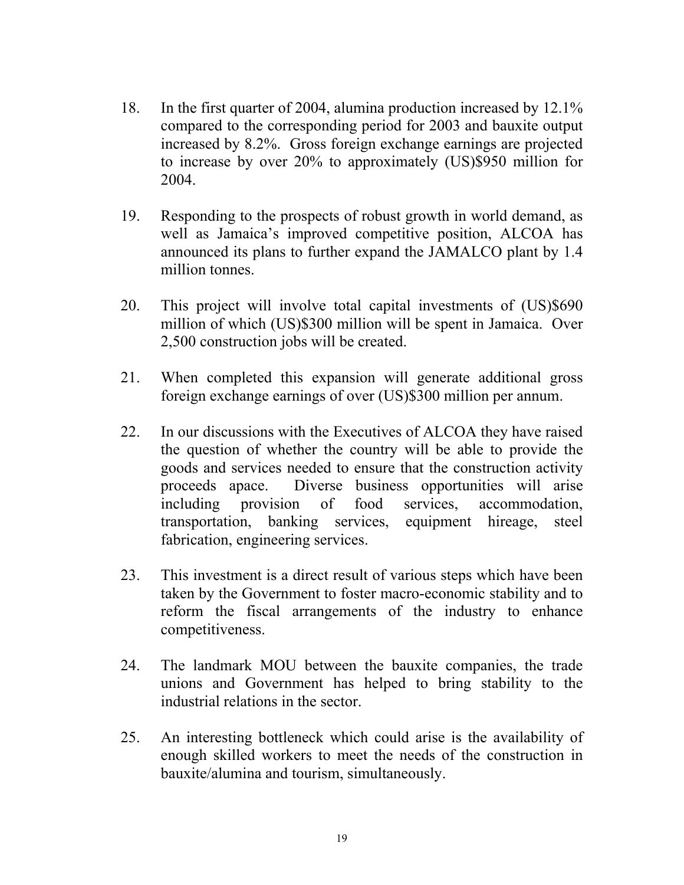18. In the first quarter of 2004, alumina production increased by 12.1% compared to the corresponding period for 2003 and bauxite output increased by 8.2%. Gross foreign exchange earnings are projected to increase by over 20% to approximately (US)$950 million for 2004.

19. Responding to the prospects of robust growth in world demand, as well as Jamaica's improved competitive position, ALCOA has announced its plans to further expand the JAMALCO plant by 1.4 million tonnes.

20. This project will involve total capital investments of (US)$690 million of which (US)$300 million will be spent in Jamaica. Over 2,500 construction jobs will be created.

21. When completed this expansion will generate additional gross foreign exchange earnings of over (US)$300 million per annum.

22. In our discussions with the Executives of ALCOA they have raised the question of whether the country will be able to provide the goods and services needed to ensure that the construction activity proceeds apace. Diverse business opportunities will arise including provision of food services, accommodation, transportation, banking services, equipment hireage, steel fabrication, engineering services.

23. This investment is a direct result of various steps which have been taken by the Government to foster macro-economic stability and to reform the fiscal arrangements of the industry to enhance competitiveness.

24. The landmark MOU between the bauxite companies, the trade unions and Government has helped to bring stability to the industrial relations in the sector.

25. An interesting bottleneck which could arise is the availability of enough skilled workers to meet the needs of the construction in bauxite/alumina and tourism, simultaneously.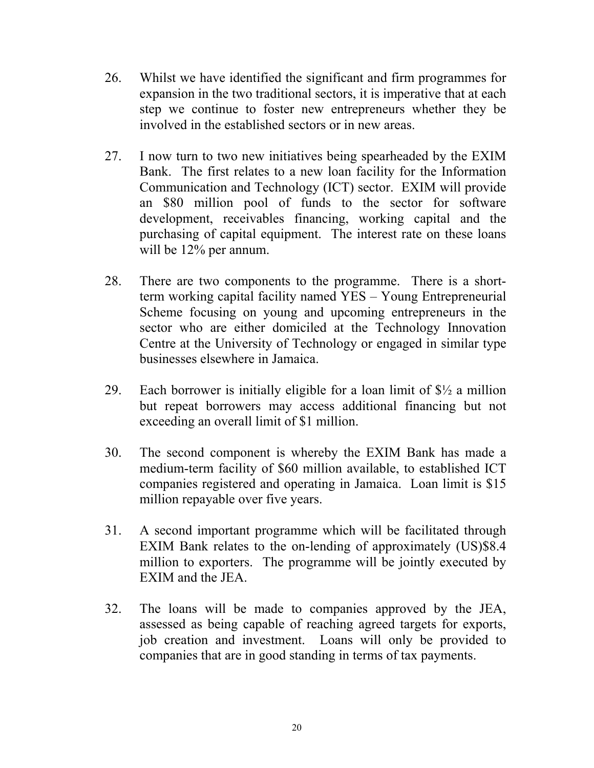26. Whilst we have identified the significant and firm programmes for expansion in the two traditional sectors, it is imperative that at each step we continue to foster new entrepreneurs whether they be involved in the established sectors or in new areas.

27. I now turn to two new initiatives being spearheaded by the EXIM Bank. The first relates to a new loan facility for the Information Communication and Technology (ICT) sector. EXIM will provide an $80 million pool of funds to the sector for software development, receivables financing, working capital and the purchasing of capital equipment. The interest rate on these loans will be 12% per annum.

28. There are two components to the programme. There is a short-term working capital facility named YES – Young Entrepreneurial Scheme focusing on young and upcoming entrepreneurs in the sector who are either domiciled at the Technology Innovation Centre at the University of Technology or engaged in similar type businesses elsewhere in Jamaica.

29. Each borrower is initially eligible for a loan limit of $½ a million but repeat borrowers may access additional financing but not exceeding an overall limit of $1 million.

30. The second component is whereby the EXIM Bank has made a medium-term facility of $60 million available, to established ICT companies registered and operating in Jamaica. Loan limit is $15 million repayable over five years.

31. A second important programme which will be facilitated through EXIM Bank relates to the on-lending of approximately (US)$8.4 million to exporters. The programme will be jointly executed by EXIM and the JEA.

32. The loans will be made to companies approved by the JEA, assessed as being capable of reaching agreed targets for exports, job creation and investment. Loans will only be provided to companies that are in good standing in terms of tax payments.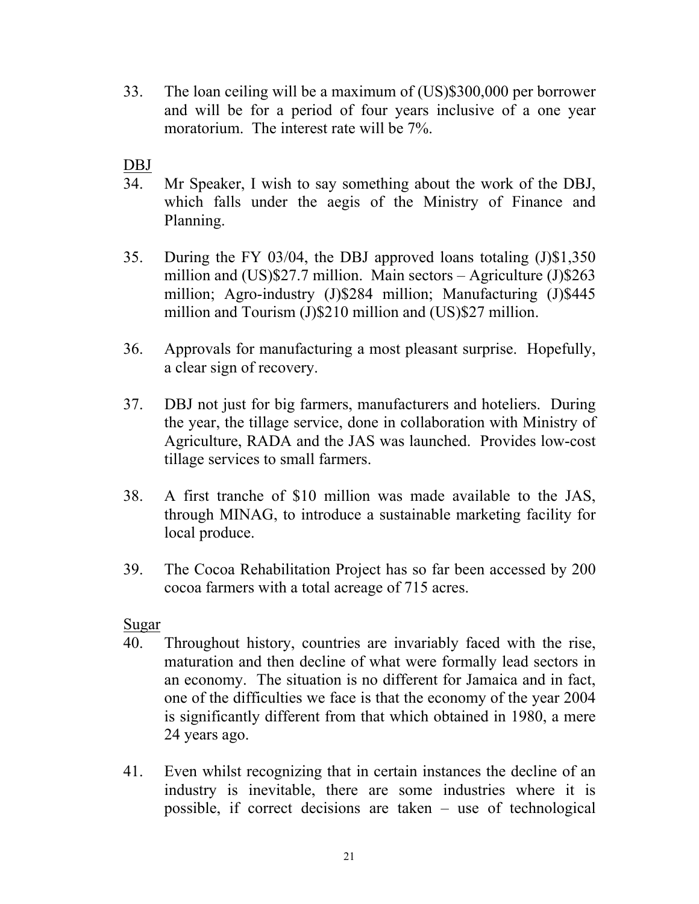33. The loan ceiling will be a maximum of (US)$300,000 per borrower and will be for a period of four years inclusive of a one year moratorium. The interest rate will be 7%.

<u>DBJ</u>

34. Mr Speaker, I wish to say something about the work of the DBJ, which falls under the aegis of the Ministry of Finance and Planning.

35. During the FY 03/04, the DBJ approved loans totaling (J)$1,350 million and (US)$27.7 million. Main sectors – Agriculture (J)$263 million; Agro-industry (J)$284 million; Manufacturing (J)$445 million and Tourism (J)$210 million and (US)$27 million.

36. Approvals for manufacturing a most pleasant surprise. Hopefully, a clear sign of recovery.

37. DBJ not just for big farmers, manufacturers and hoteliers. During the year, the tillage service, done in collaboration with Ministry of Agriculture, RADA and the JAS was launched. Provides low-cost tillage services to small farmers.

38. A first tranche of $10 million was made available to the JAS, through MINAG, to introduce a sustainable marketing facility for local produce.

39. The Cocoa Rehabilitation Project has so far been accessed by 200 cocoa farmers with a total acreage of 715 acres.

<u>Sugar</u>

40. Throughout history, countries are invariably faced with the rise, maturation and then decline of what were formally lead sectors in an economy. The situation is no different for Jamaica and in fact, one of the difficulties we face is that the economy of the year 2004 is significantly different from that which obtained in 1980, a mere 24 years ago.

41. Even whilst recognizing that in certain instances the decline of an industry is inevitable, there are some industries where it is possible, if correct decisions are taken – use of technological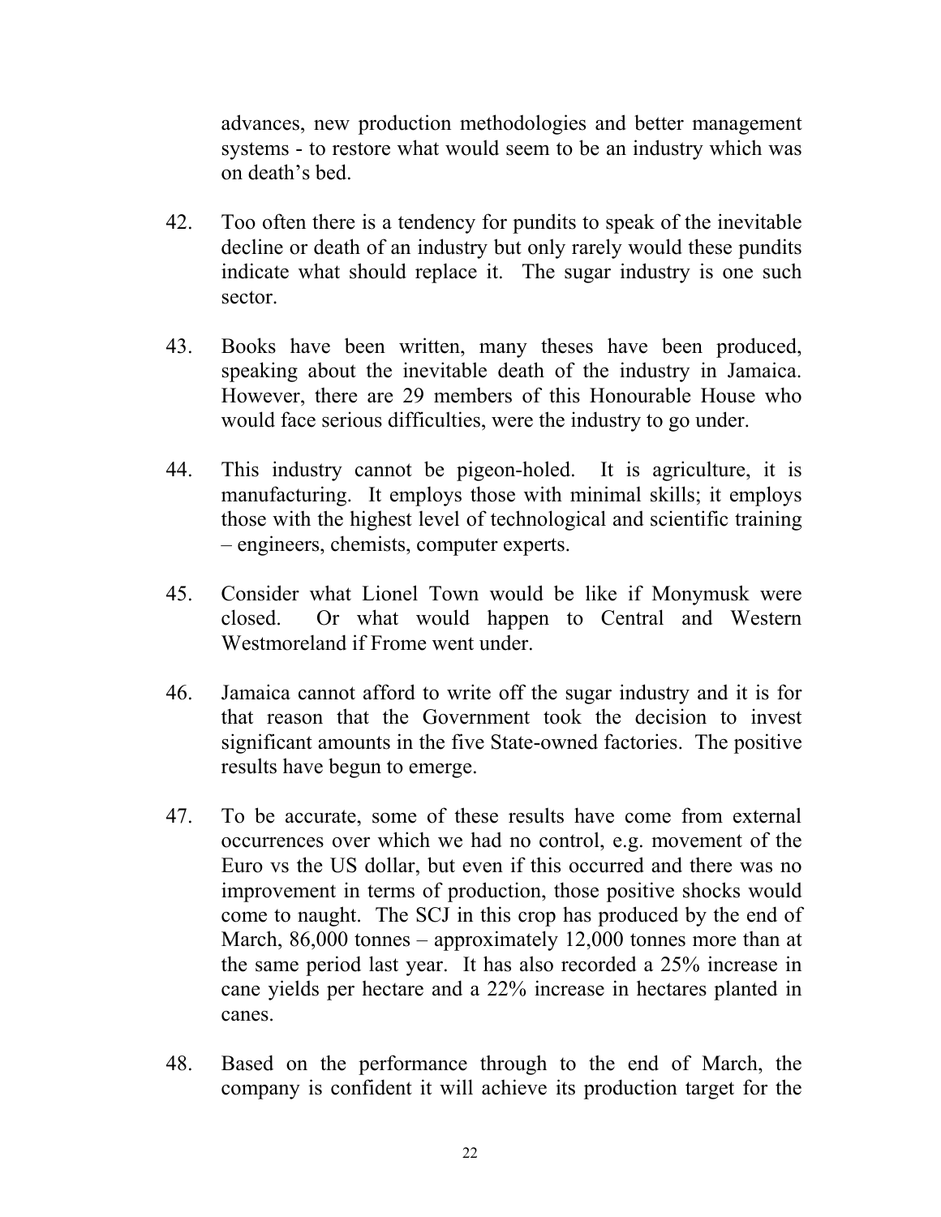advances, new production methodologies and better management systems - to restore what would seem to be an industry which was on death's bed.

42. Too often there is a tendency for pundits to speak of the inevitable decline or death of an industry but only rarely would these pundits indicate what should replace it. The sugar industry is one such sector.

43. Books have been written, many theses have been produced, speaking about the inevitable death of the industry in Jamaica. However, there are 29 members of this Honourable House who would face serious difficulties, were the industry to go under.

44. This industry cannot be pigeon-holed. It is agriculture, it is manufacturing. It employs those with minimal skills; it employs those with the highest level of technological and scientific training – engineers, chemists, computer experts.

45. Consider what Lionel Town would be like if Monymusk were closed. Or what would happen to Central and Western Westmoreland if Frome went under.

46. Jamaica cannot afford to write off the sugar industry and it is for that reason that the Government took the decision to invest significant amounts in the five State-owned factories. The positive results have begun to emerge.

47. To be accurate, some of these results have come from external occurrences over which we had no control, e.g. movement of the Euro vs the US dollar, but even if this occurred and there was no improvement in terms of production, those positive shocks would come to naught. The SCJ in this crop has produced by the end of March, 86,000 tonnes – approximately 12,000 tonnes more than at the same period last year. It has also recorded a 25% increase in cane yields per hectare and a 22% increase in hectares planted in canes.

48. Based on the performance through to the end of March, the company is confident it will achieve its production target for the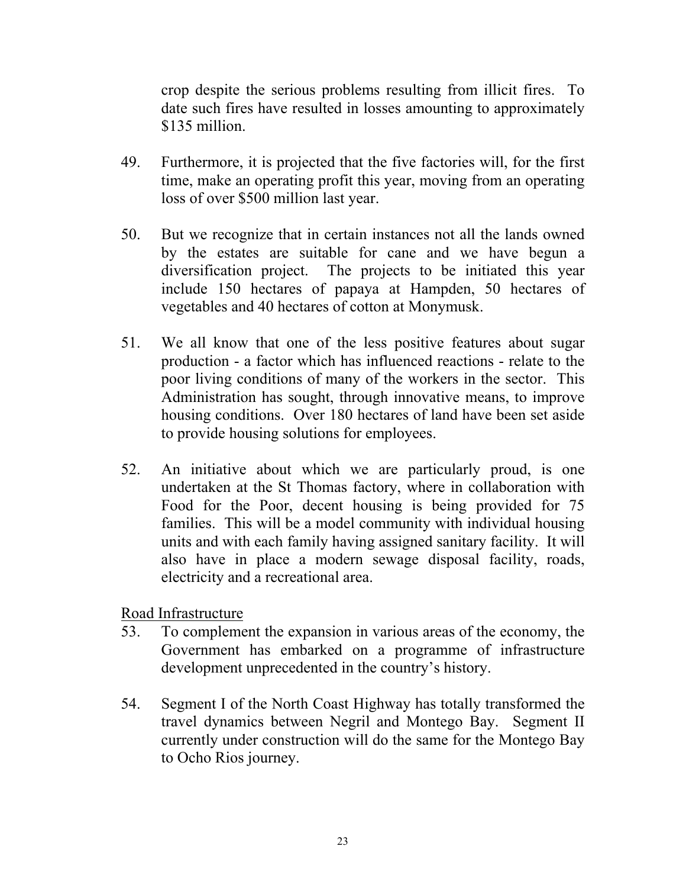crop despite the serious problems resulting from illicit fires. To date such fires have resulted in losses amounting to approximately $135 million.

49. Furthermore, it is projected that the five factories will, for the first time, make an operating profit this year, moving from an operating loss of over $500 million last year.

50. But we recognize that in certain instances not all the lands owned by the estates are suitable for cane and we have begun a diversification project. The projects to be initiated this year include 150 hectares of papaya at Hampden, 50 hectares of vegetables and 40 hectares of cotton at Monymusk.

51. We all know that one of the less positive features about sugar production - a factor which has influenced reactions - relate to the poor living conditions of many of the workers in the sector. This Administration has sought, through innovative means, to improve housing conditions. Over 180 hectares of land have been set aside to provide housing solutions for employees.

52. An initiative about which we are particularly proud, is one undertaken at the St Thomas factory, where in collaboration with Food for the Poor, decent housing is being provided for 75 families. This will be a model community with individual housing units and with each family having assigned sanitary facility. It will also have in place a modern sewage disposal facility, roads, electricity and a recreational area.

<u>Road Infrastructure</u>

53. To complement the expansion in various areas of the economy, the Government has embarked on a programme of infrastructure development unprecedented in the country's history.

54. Segment I of the North Coast Highway has totally transformed the travel dynamics between Negril and Montego Bay. Segment II currently under construction will do the same for the Montego Bay to Ocho Rios journey.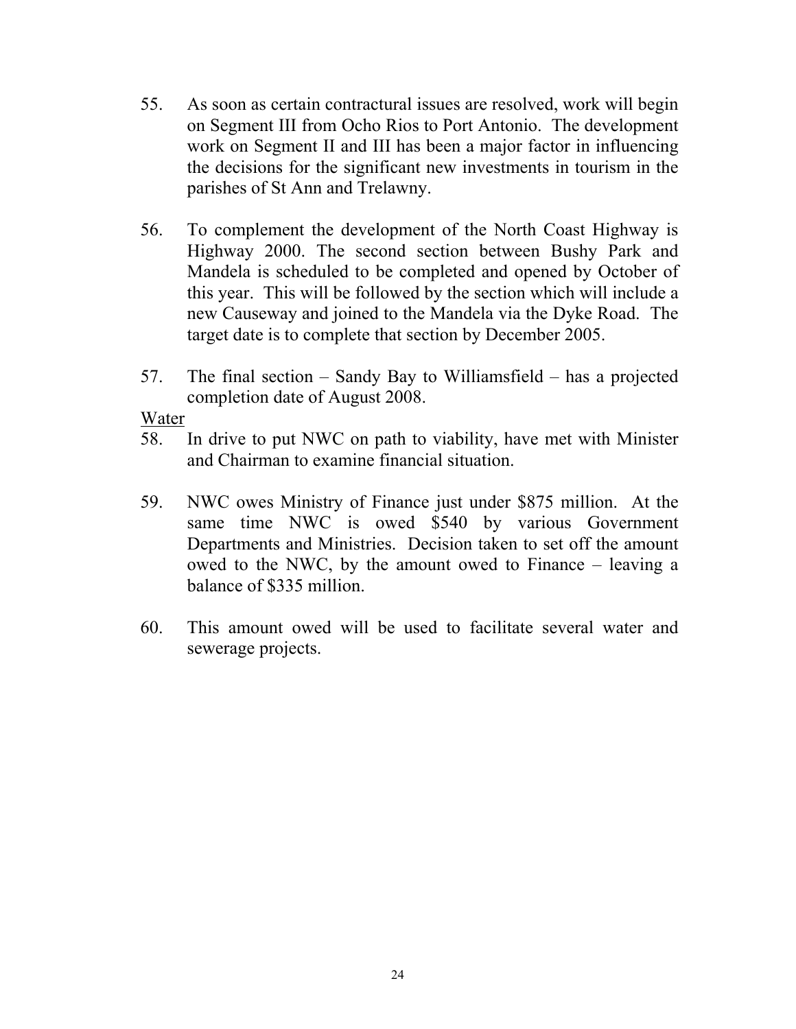55. As soon as certain contractural issues are resolved, work will begin on Segment III from Ocho Rios to Port Antonio. The development work on Segment II and III has been a major factor in influencing the decisions for the significant new investments in tourism in the parishes of St Ann and Trelawny.

56. To complement the development of the North Coast Highway is Highway 2000. The second section between Bushy Park and Mandela is scheduled to be completed and opened by October of this year. This will be followed by the section which will include a new Causeway and joined to the Mandela via the Dyke Road. The target date is to complete that section by December 2005.

57. The final section – Sandy Bay to Williamsfield – has a projected completion date of August 2008.

<u>Water</u>

58. In drive to put NWC on path to viability, have met with Minister and Chairman to examine financial situation.

59. NWC owes Ministry of Finance just under $875 million. At the same time NWC is owed $540 by various Government Departments and Ministries. Decision taken to set off the amount owed to the NWC, by the amount owed to Finance – leaving a balance of $335 million.

60. This amount owed will be used to facilitate several water and sewerage projects.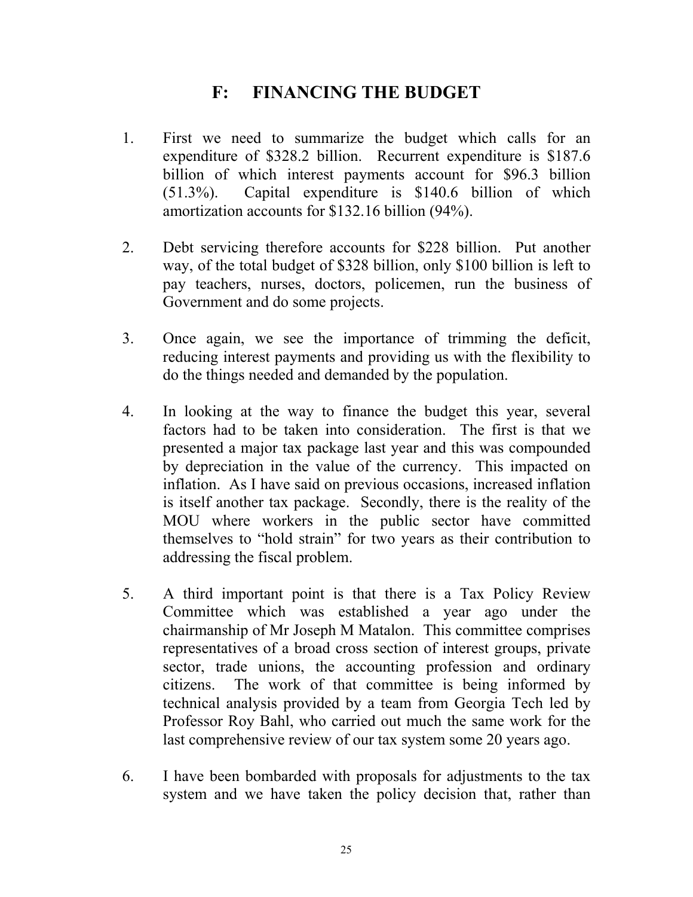## F: FINANCING THE BUDGET

1. First we need to summarize the budget which calls for an expenditure of $328.2 billion. Recurrent expenditure is $187.6 billion of which interest payments account for $96.3 billion (51.3%). Capital expenditure is $140.6 billion of which amortization accounts for $132.16 billion (94%).

2. Debt servicing therefore accounts for $228 billion. Put another way, of the total budget of $328 billion, only $100 billion is left to pay teachers, nurses, doctors, policemen, run the business of Government and do some projects.

3. Once again, we see the importance of trimming the deficit, reducing interest payments and providing us with the flexibility to do the things needed and demanded by the population.

4. In looking at the way to finance the budget this year, several factors had to be taken into consideration. The first is that we presented a major tax package last year and this was compounded by depreciation in the value of the currency. This impacted on inflation. As I have said on previous occasions, increased inflation is itself another tax package. Secondly, there is the reality of the MOU where workers in the public sector have committed themselves to "hold strain" for two years as their contribution to addressing the fiscal problem.

5. A third important point is that there is a Tax Policy Review Committee which was established a year ago under the chairmanship of Mr Joseph M Matalon. This committee comprises representatives of a broad cross section of interest groups, private sector, trade unions, the accounting profession and ordinary citizens. The work of that committee is being informed by technical analysis provided by a team from Georgia Tech led by Professor Roy Bahl, who carried out much the same work for the last comprehensive review of our tax system some 20 years ago.

6. I have been bombarded with proposals for adjustments to the tax system and we have taken the policy decision that, rather than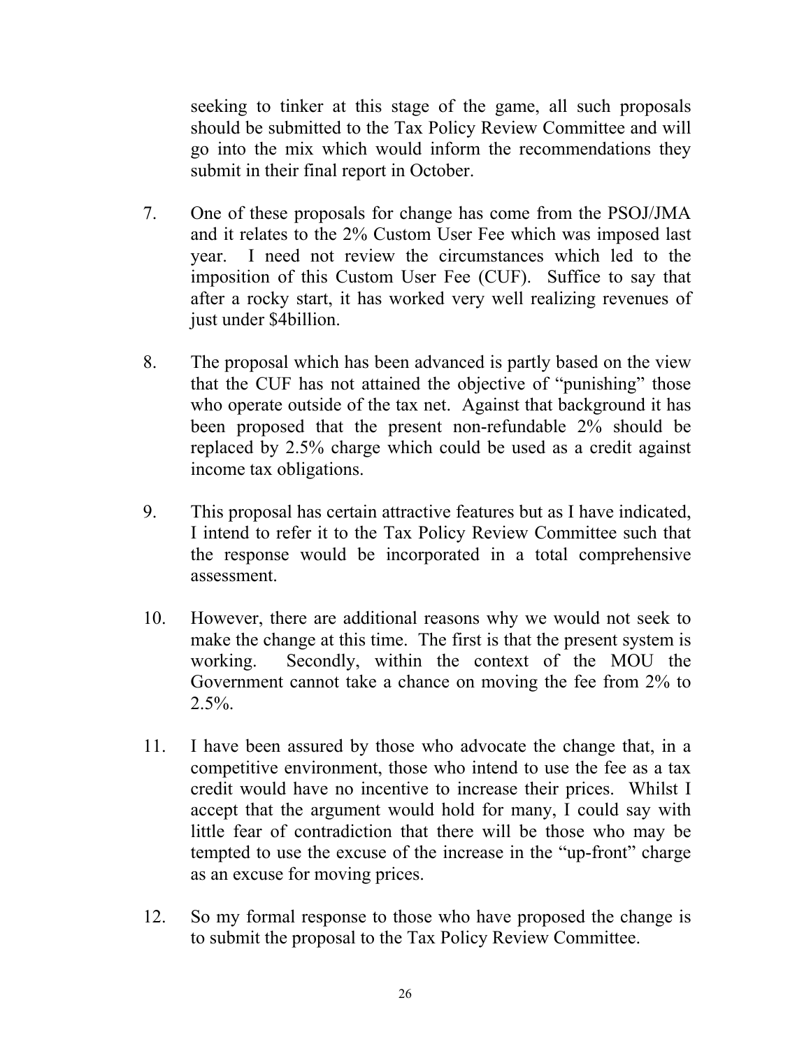seeking to tinker at this stage of the game, all such proposals should be submitted to the Tax Policy Review Committee and will go into the mix which would inform the recommendations they submit in their final report in October.

7. One of these proposals for change has come from the PSOJ/JMA and it relates to the 2% Custom User Fee which was imposed last year. I need not review the circumstances which led to the imposition of this Custom User Fee (CUF). Suffice to say that after a rocky start, it has worked very well realizing revenues of just under $4billion.

8. The proposal which has been advanced is partly based on the view that the CUF has not attained the objective of "punishing" those who operate outside of the tax net. Against that background it has been proposed that the present non-refundable 2% should be replaced by 2.5% charge which could be used as a credit against income tax obligations.

9. This proposal has certain attractive features but as I have indicated, I intend to refer it to the Tax Policy Review Committee such that the response would be incorporated in a total comprehensive assessment.

10. However, there are additional reasons why we would not seek to make the change at this time. The first is that the present system is working. Secondly, within the context of the MOU the Government cannot take a chance on moving the fee from 2% to 2.5%.

11. I have been assured by those who advocate the change that, in a competitive environment, those who intend to use the fee as a tax credit would have no incentive to increase their prices. Whilst I accept that the argument would hold for many, I could say with little fear of contradiction that there will be those who may be tempted to use the excuse of the increase in the "up-front" charge as an excuse for moving prices.

12. So my formal response to those who have proposed the change is to submit the proposal to the Tax Policy Review Committee.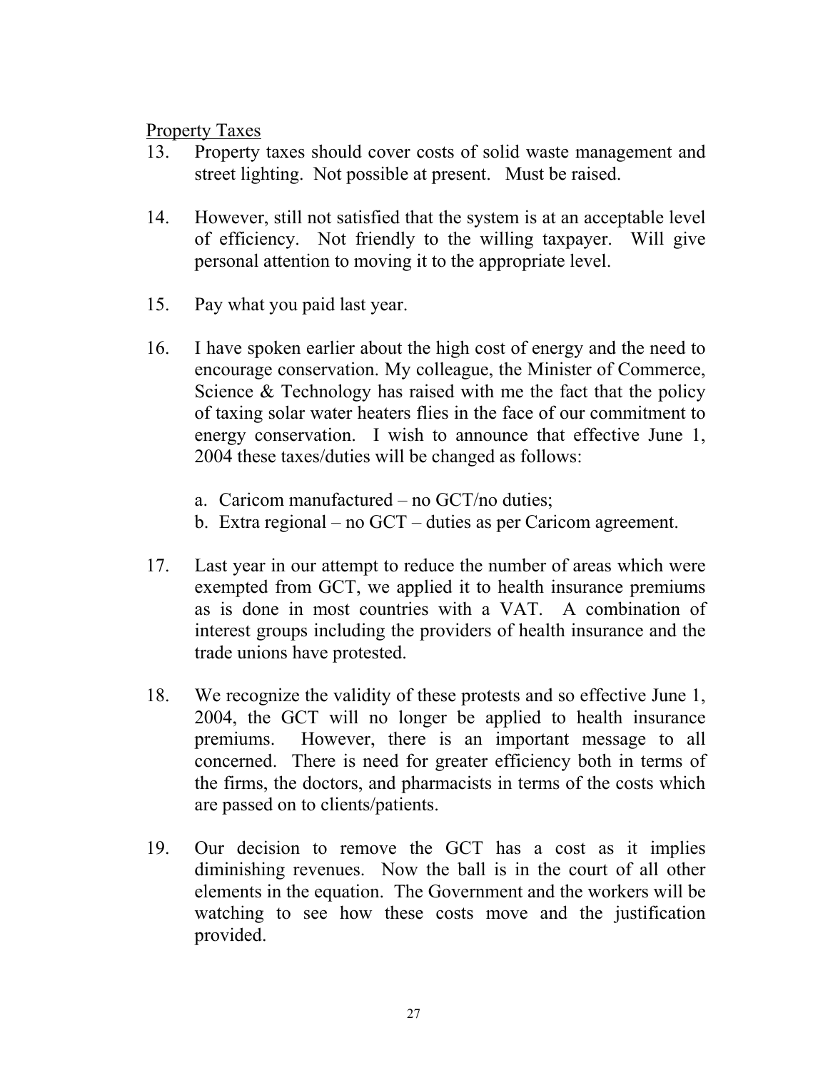Property Taxes

13. Property taxes should cover costs of solid waste management and street lighting. Not possible at present. Must be raised.

14. However, still not satisfied that the system is at an acceptable level of efficiency. Not friendly to the willing taxpayer. Will give personal attention to moving it to the appropriate level.

15. Pay what you paid last year.

16. I have spoken earlier about the high cost of energy and the need to encourage conservation. My colleague, the Minister of Commerce, Science & Technology has raised with me the fact that the policy of taxing solar water heaters flies in the face of our commitment to energy conservation. I wish to announce that effective June 1, 2004 these taxes/duties will be changed as follows:

    a. Caricom manufactured – no GCT/no duties;
    b. Extra regional – no GCT – duties as per Caricom agreement.

17. Last year in our attempt to reduce the number of areas which were exempted from GCT, we applied it to health insurance premiums as is done in most countries with a VAT. A combination of interest groups including the providers of health insurance and the trade unions have protested.

18. We recognize the validity of these protests and so effective June 1, 2004, the GCT will no longer be applied to health insurance premiums. However, there is an important message to all concerned. There is need for greater efficiency both in terms of the firms, the doctors, and pharmacists in terms of the costs which are passed on to clients/patients.

19. Our decision to remove the GCT has a cost as it implies diminishing revenues. Now the ball is in the court of all other elements in the equation. The Government and the workers will be watching to see how these costs move and the justification provided.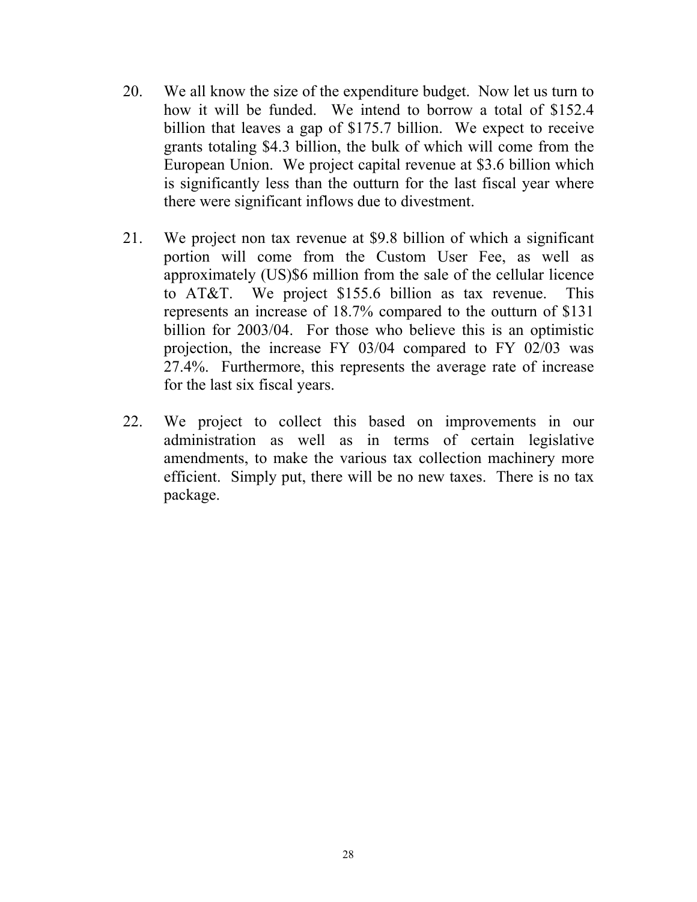20. We all know the size of the expenditure budget. Now let us turn to how it will be funded. We intend to borrow a total of $152.4 billion that leaves a gap of $175.7 billion. We expect to receive grants totaling $4.3 billion, the bulk of which will come from the European Union. We project capital revenue at $3.6 billion which is significantly less than the outturn for the last fiscal year where there were significant inflows due to divestment.

21. We project non tax revenue at $9.8 billion of which a significant portion will come from the Custom User Fee, as well as approximately (US)$6 million from the sale of the cellular licence to AT&T. We project $155.6 billion as tax revenue. This represents an increase of 18.7% compared to the outturn of $131 billion for 2003/04. For those who believe this is an optimistic projection, the increase FY 03/04 compared to FY 02/03 was 27.4%. Furthermore, this represents the average rate of increase for the last six fiscal years.

22. We project to collect this based on improvements in our administration as well as in terms of certain legislative amendments, to make the various tax collection machinery more efficient. Simply put, there will be no new taxes. There is no tax package.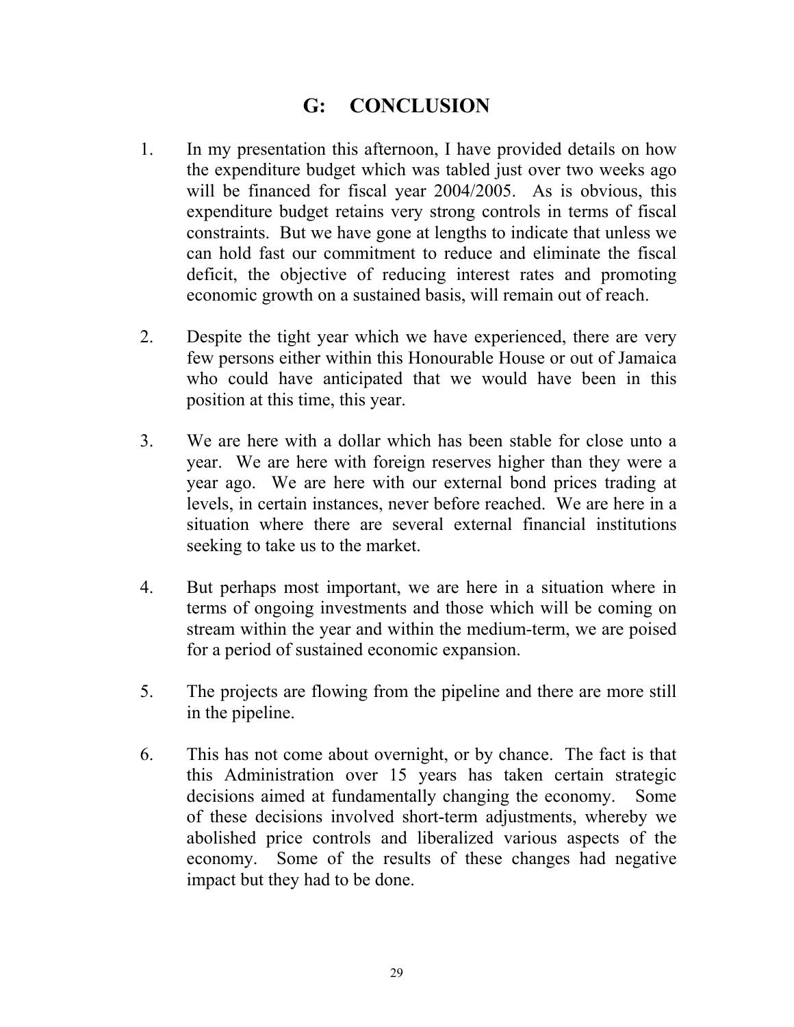## G: CONCLUSION

1. In my presentation this afternoon, I have provided details on how the expenditure budget which was tabled just over two weeks ago will be financed for fiscal year 2004/2005. As is obvious, this expenditure budget retains very strong controls in terms of fiscal constraints. But we have gone at lengths to indicate that unless we can hold fast our commitment to reduce and eliminate the fiscal deficit, the objective of reducing interest rates and promoting economic growth on a sustained basis, will remain out of reach.

2. Despite the tight year which we have experienced, there are very few persons either within this Honourable House or out of Jamaica who could have anticipated that we would have been in this position at this time, this year.

3. We are here with a dollar which has been stable for close unto a year. We are here with foreign reserves higher than they were a year ago. We are here with our external bond prices trading at levels, in certain instances, never before reached. We are here in a situation where there are several external financial institutions seeking to take us to the market.

4. But perhaps most important, we are here in a situation where in terms of ongoing investments and those which will be coming on stream within the year and within the medium-term, we are poised for a period of sustained economic expansion.

5. The projects are flowing from the pipeline and there are more still in the pipeline.

6. This has not come about overnight, or by chance. The fact is that this Administration over 15 years has taken certain strategic decisions aimed at fundamentally changing the economy. Some of these decisions involved short-term adjustments, whereby we abolished price controls and liberalized various aspects of the economy. Some of the results of these changes had negative impact but they had to be done.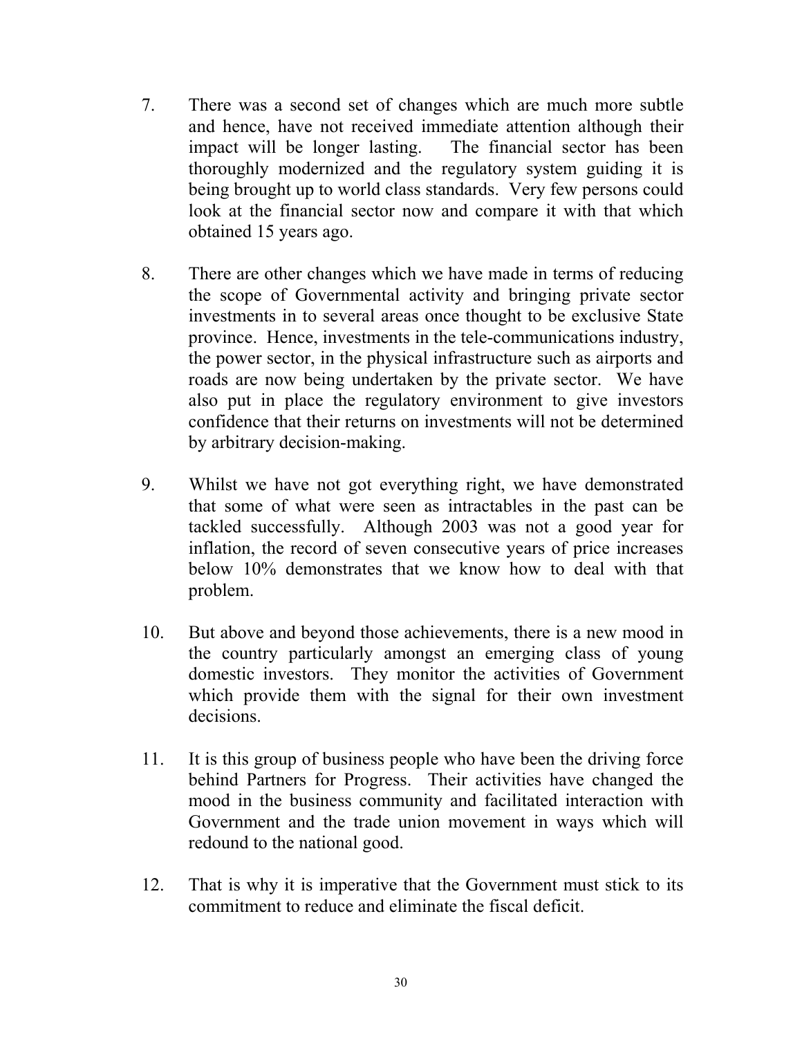7. There was a second set of changes which are much more subtle and hence, have not received immediate attention although their impact will be longer lasting. The financial sector has been thoroughly modernized and the regulatory system guiding it is being brought up to world class standards. Very few persons could look at the financial sector now and compare it with that which obtained 15 years ago.

8. There are other changes which we have made in terms of reducing the scope of Governmental activity and bringing private sector investments in to several areas once thought to be exclusive State province. Hence, investments in the tele-communications industry, the power sector, in the physical infrastructure such as airports and roads are now being undertaken by the private sector. We have also put in place the regulatory environment to give investors confidence that their returns on investments will not be determined by arbitrary decision-making.

9. Whilst we have not got everything right, we have demonstrated that some of what were seen as intractables in the past can be tackled successfully. Although 2003 was not a good year for inflation, the record of seven consecutive years of price increases below 10% demonstrates that we know how to deal with that problem.

10. But above and beyond those achievements, there is a new mood in the country particularly amongst an emerging class of young domestic investors. They monitor the activities of Government which provide them with the signal for their own investment decisions.

11. It is this group of business people who have been the driving force behind Partners for Progress. Their activities have changed the mood in the business community and facilitated interaction with Government and the trade union movement in ways which will redound to the national good.

12. That is why it is imperative that the Government must stick to its commitment to reduce and eliminate the fiscal deficit.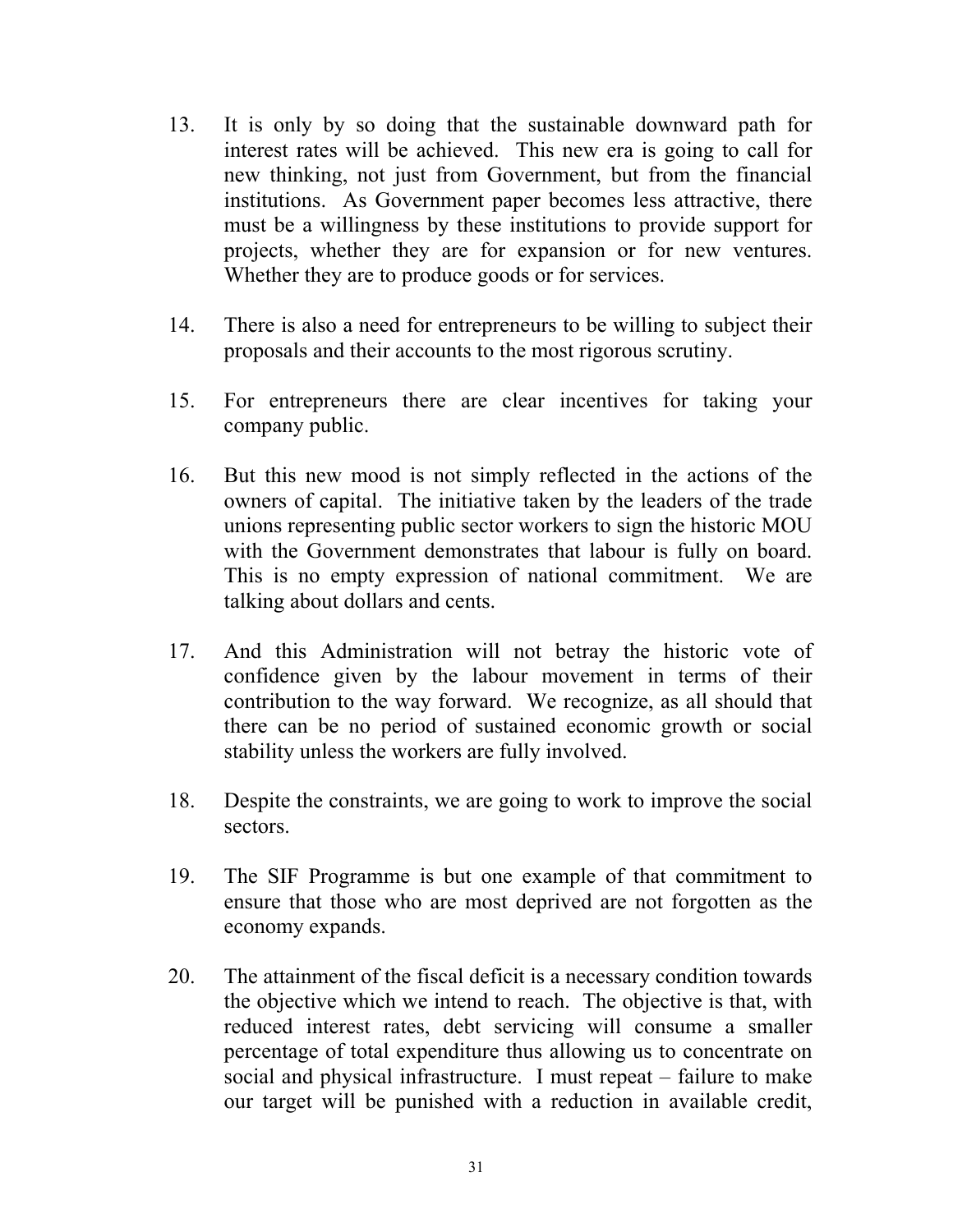13. It is only by so doing that the sustainable downward path for interest rates will be achieved. This new era is going to call for new thinking, not just from Government, but from the financial institutions. As Government paper becomes less attractive, there must be a willingness by these institutions to provide support for projects, whether they are for expansion or for new ventures. Whether they are to produce goods or for services.

14. There is also a need for entrepreneurs to be willing to subject their proposals and their accounts to the most rigorous scrutiny.

15. For entrepreneurs there are clear incentives for taking your company public.

16. But this new mood is not simply reflected in the actions of the owners of capital. The initiative taken by the leaders of the trade unions representing public sector workers to sign the historic MOU with the Government demonstrates that labour is fully on board. This is no empty expression of national commitment. We are talking about dollars and cents.

17. And this Administration will not betray the historic vote of confidence given by the labour movement in terms of their contribution to the way forward. We recognize, as all should that there can be no period of sustained economic growth or social stability unless the workers are fully involved.

18. Despite the constraints, we are going to work to improve the social sectors.

19. The SIF Programme is but one example of that commitment to ensure that those who are most deprived are not forgotten as the economy expands.

20. The attainment of the fiscal deficit is a necessary condition towards the objective which we intend to reach. The objective is that, with reduced interest rates, debt servicing will consume a smaller percentage of total expenditure thus allowing us to concentrate on social and physical infrastructure. I must repeat – failure to make our target will be punished with a reduction in available credit,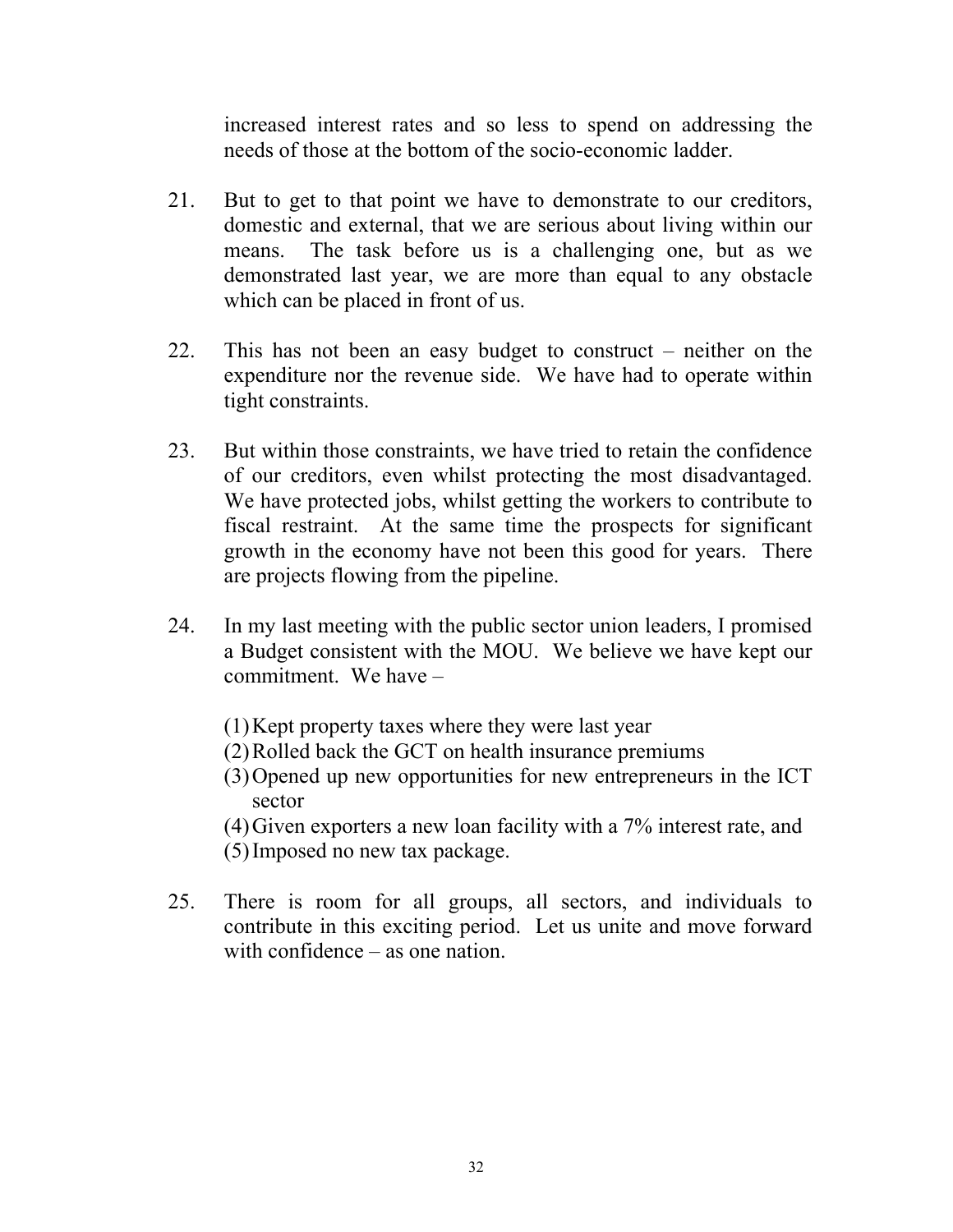increased interest rates and so less to spend on addressing the needs of those at the bottom of the socio-economic ladder.

21. But to get to that point we have to demonstrate to our creditors, domestic and external, that we are serious about living within our means. The task before us is a challenging one, but as we demonstrated last year, we are more than equal to any obstacle which can be placed in front of us.

22. This has not been an easy budget to construct – neither on the expenditure nor the revenue side. We have had to operate within tight constraints.

23. But within those constraints, we have tried to retain the confidence of our creditors, even whilst protecting the most disadvantaged. We have protected jobs, whilst getting the workers to contribute to fiscal restraint. At the same time the prospects for significant growth in the economy have not been this good for years. There are projects flowing from the pipeline.

24. In my last meeting with the public sector union leaders, I promised a Budget consistent with the MOU. We believe we have kept our commitment. We have –

    (1) Kept property taxes where they were last year
    (2) Rolled back the GCT on health insurance premiums
    (3) Opened up new opportunities for new entrepreneurs in the ICT sector
    (4) Given exporters a new loan facility with a 7% interest rate, and
    (5) Imposed no new tax package.

25. There is room for all groups, all sectors, and individuals to contribute in this exciting period. Let us unite and move forward with confidence – as one nation.